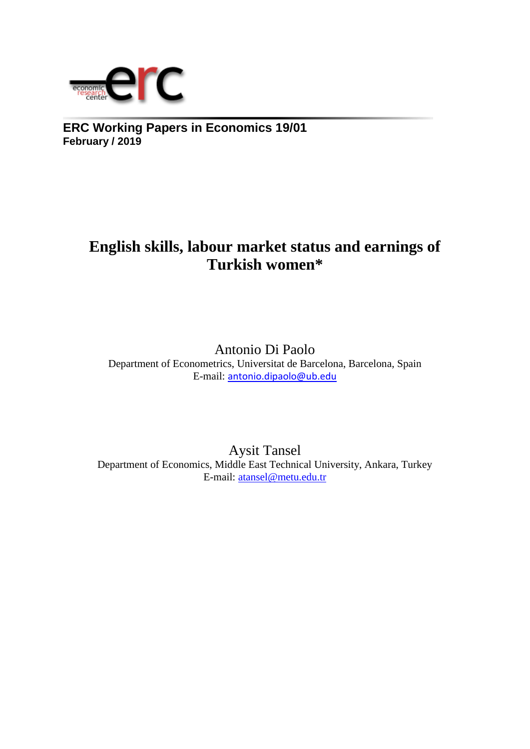**ERC Working Papers in Economics 19/01**
**February / 2019**

# English skills, labour market status and earnings of Turkish women*

Antonio Di Paolo
Department of Econometrics, Universitat de Barcelona, Barcelona, Spain
E-mail: antonio.dipaolo@ub.edu

Aysit Tansel
Department of Economics, Middle East Technical University, Ankara, Turkey
E-mail: atansel@metu.edu.tr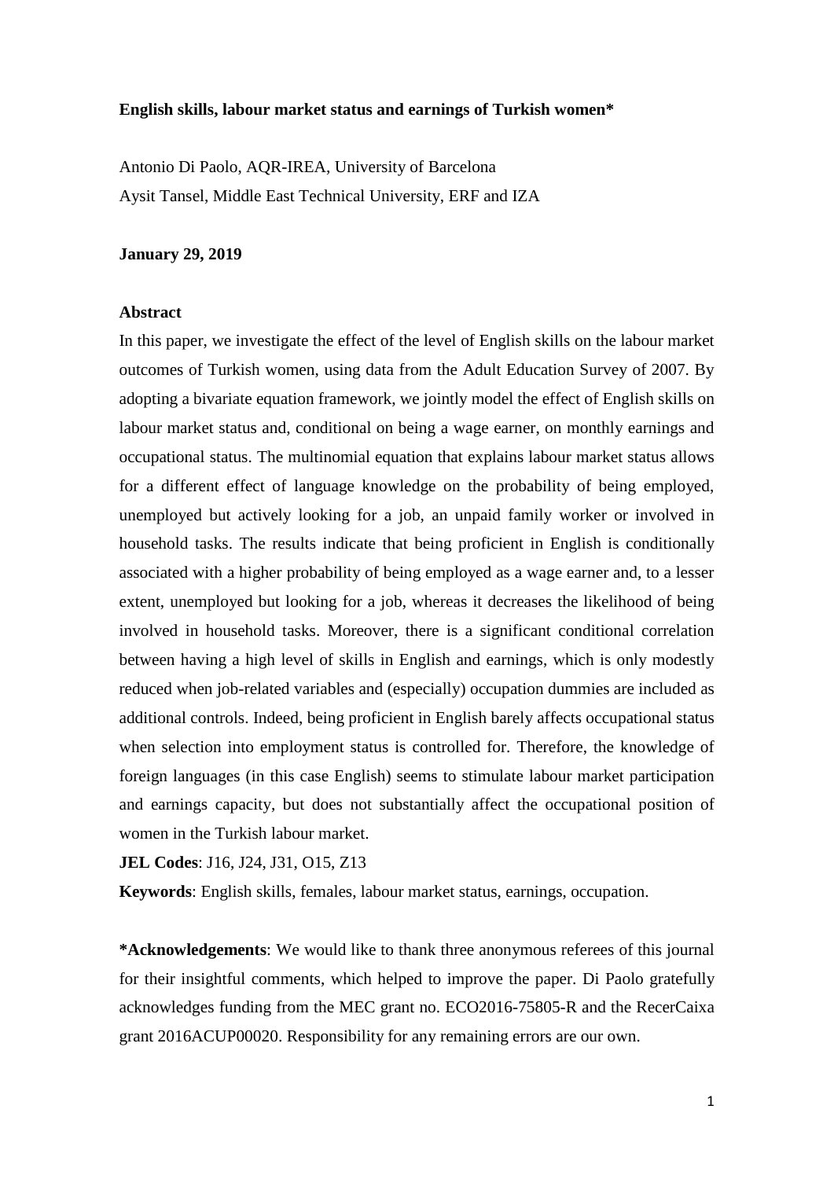**English skills, labour market status and earnings of Turkish women***

Antonio Di Paolo, AQR-IREA, University of Barcelona

Aysit Tansel, Middle East Technical University, ERF and IZA

**January 29, 2019**

**Abstract**

In this paper, we investigate the effect of the level of English skills on the labour market outcomes of Turkish women, using data from the Adult Education Survey of 2007. By adopting a bivariate equation framework, we jointly model the effect of English skills on labour market status and, conditional on being a wage earner, on monthly earnings and occupational status. The multinomial equation that explains labour market status allows for a different effect of language knowledge on the probability of being employed, unemployed but actively looking for a job, an unpaid family worker or involved in household tasks. The results indicate that being proficient in English is conditionally associated with a higher probability of being employed as a wage earner and, to a lesser extent, unemployed but looking for a job, whereas it decreases the likelihood of being involved in household tasks. Moreover, there is a significant conditional correlation between having a high level of skills in English and earnings, which is only modestly reduced when job-related variables and (especially) occupation dummies are included as additional controls. Indeed, being proficient in English barely affects occupational status when selection into employment status is controlled for. Therefore, the knowledge of foreign languages (in this case English) seems to stimulate labour market participation and earnings capacity, but does not substantially affect the occupational position of women in the Turkish labour market.

**JEL Codes**: J16, J24, J31, O15, Z13

**Keywords**: English skills, females, labour market status, earnings, occupation.

***Acknowledgements**: We would like to thank three anonymous referees of this journal for their insightful comments, which helped to improve the paper. Di Paolo gratefully acknowledges funding from the MEC grant no. ECO2016-75805-R and the RecerCaixa grant 2016ACUP00020. Responsibility for any remaining errors are our own.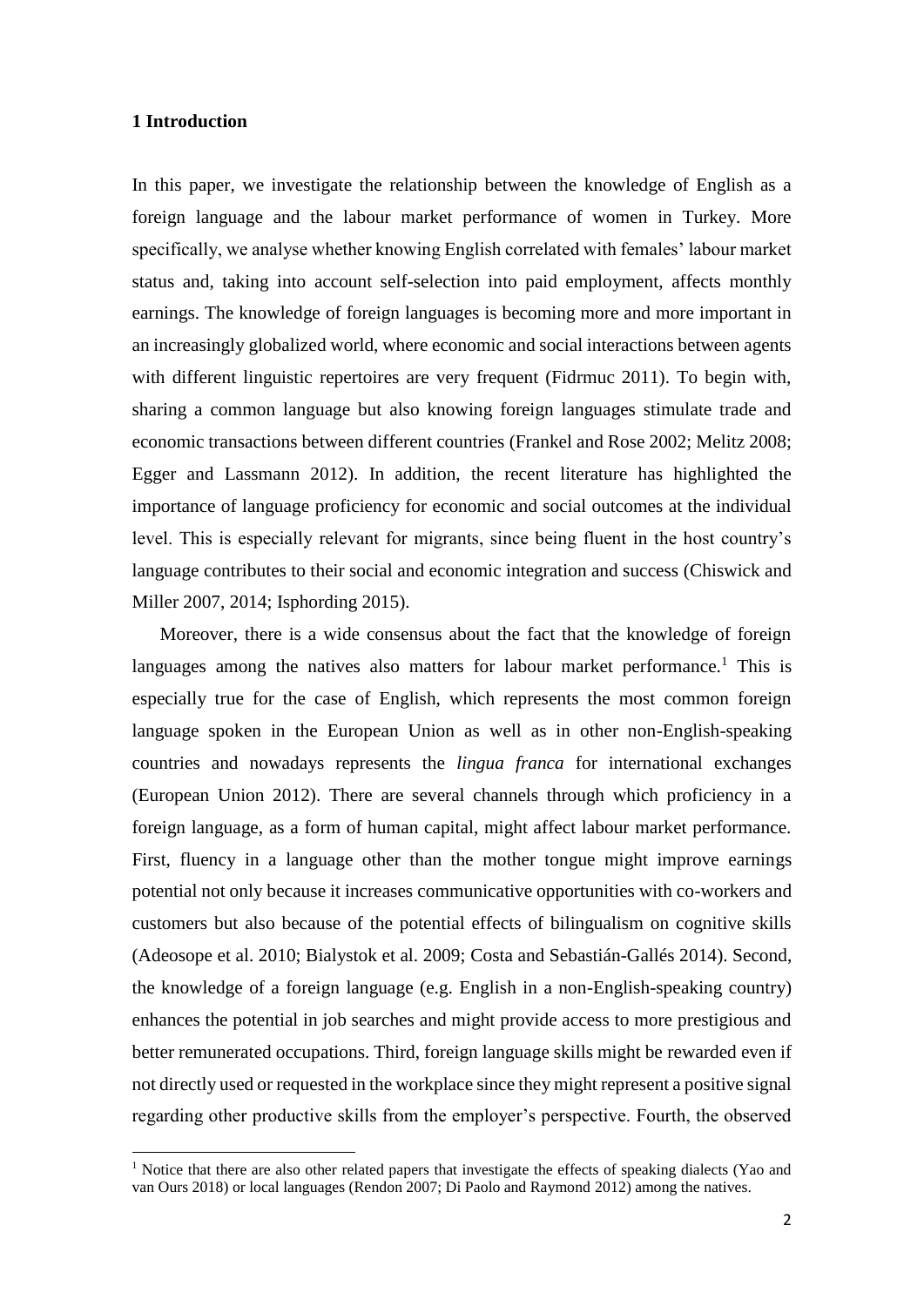## 1 Introduction

In this paper, we investigate the relationship between the knowledge of English as a foreign language and the labour market performance of women in Turkey. More specifically, we analyse whether knowing English correlated with females' labour market status and, taking into account self-selection into paid employment, affects monthly earnings. The knowledge of foreign languages is becoming more and more important in an increasingly globalized world, where economic and social interactions between agents with different linguistic repertoires are very frequent (Fidrmuc 2011). To begin with, sharing a common language but also knowing foreign languages stimulate trade and economic transactions between different countries (Frankel and Rose 2002; Melitz 2008; Egger and Lassmann 2012). In addition, the recent literature has highlighted the importance of language proficiency for economic and social outcomes at the individual level. This is especially relevant for migrants, since being fluent in the host country's language contributes to their social and economic integration and success (Chiswick and Miller 2007, 2014; Isphording 2015).

Moreover, there is a wide consensus about the fact that the knowledge of foreign languages among the natives also matters for labour market performance.[1] This is especially true for the case of English, which represents the most common foreign language spoken in the European Union as well as in other non-English-speaking countries and nowadays represents the *lingua franca* for international exchanges (European Union 2012). There are several channels through which proficiency in a foreign language, as a form of human capital, might affect labour market performance. First, fluency in a language other than the mother tongue might improve earnings potential not only because it increases communicative opportunities with co-workers and customers but also because of the potential effects of bilingualism on cognitive skills (Adeosope et al. 2010; Bialystok et al. 2009; Costa and Sebastián-Gallés 2014). Second, the knowledge of a foreign language (e.g. English in a non-English-speaking country) enhances the potential in job searches and might provide access to more prestigious and better remunerated occupations. Third, foreign language skills might be rewarded even if not directly used or requested in the workplace since they might represent a positive signal regarding other productive skills from the employer's perspective. Fourth, the observed

[1] Notice that there are also other related papers that investigate the effects of speaking dialects (Yao and van Ours 2018) or local languages (Rendon 2007; Di Paolo and Raymond 2012) among the natives.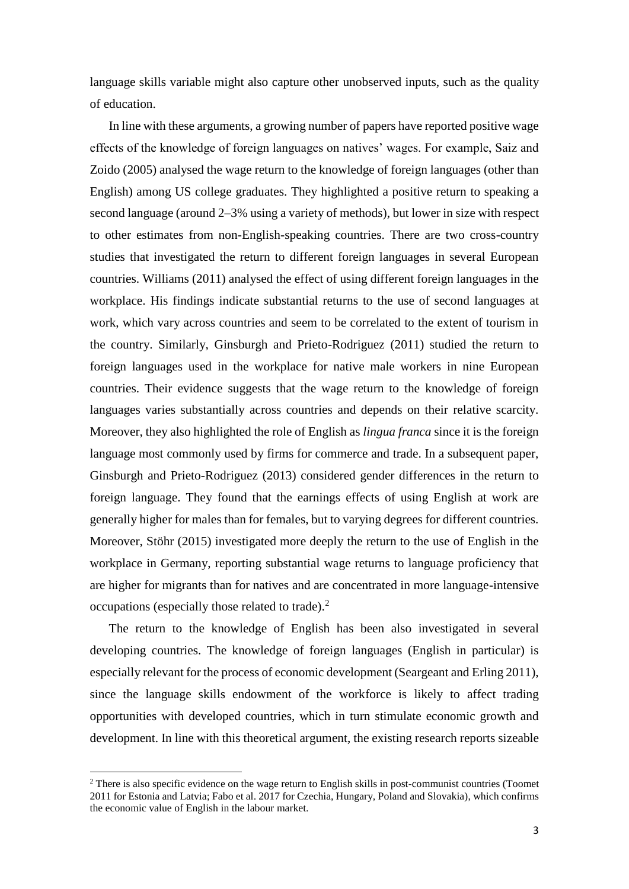language skills variable might also capture other unobserved inputs, such as the quality of education.

In line with these arguments, a growing number of papers have reported positive wage effects of the knowledge of foreign languages on natives' wages. For example, Saiz and Zoido (2005) analysed the wage return to the knowledge of foreign languages (other than English) among US college graduates. They highlighted a positive return to speaking a second language (around 2–3% using a variety of methods), but lower in size with respect to other estimates from non-English-speaking countries. There are two cross-country studies that investigated the return to different foreign languages in several European countries. Williams (2011) analysed the effect of using different foreign languages in the workplace. His findings indicate substantial returns to the use of second languages at work, which vary across countries and seem to be correlated to the extent of tourism in the country. Similarly, Ginsburgh and Prieto-Rodriguez (2011) studied the return to foreign languages used in the workplace for native male workers in nine European countries. Their evidence suggests that the wage return to the knowledge of foreign languages varies substantially across countries and depends on their relative scarcity. Moreover, they also highlighted the role of English as *lingua franca* since it is the foreign language most commonly used by firms for commerce and trade. In a subsequent paper, Ginsburgh and Prieto-Rodriguez (2013) considered gender differences in the return to foreign language. They found that the earnings effects of using English at work are generally higher for males than for females, but to varying degrees for different countries. Moreover, Stöhr (2015) investigated more deeply the return to the use of English in the workplace in Germany, reporting substantial wage returns to language proficiency that are higher for migrants than for natives and are concentrated in more language-intensive occupations (especially those related to trade).[2]

The return to the knowledge of English has been also investigated in several developing countries. The knowledge of foreign languages (English in particular) is especially relevant for the process of economic development (Seargeant and Erling 2011), since the language skills endowment of the workforce is likely to affect trading opportunities with developed countries, which in turn stimulate economic growth and development. In line with this theoretical argument, the existing research reports sizeable

[2] There is also specific evidence on the wage return to English skills in post-communist countries (Toomet 2011 for Estonia and Latvia; Fabo et al. 2017 for Czechia, Hungary, Poland and Slovakia), which confirms the economic value of English in the labour market.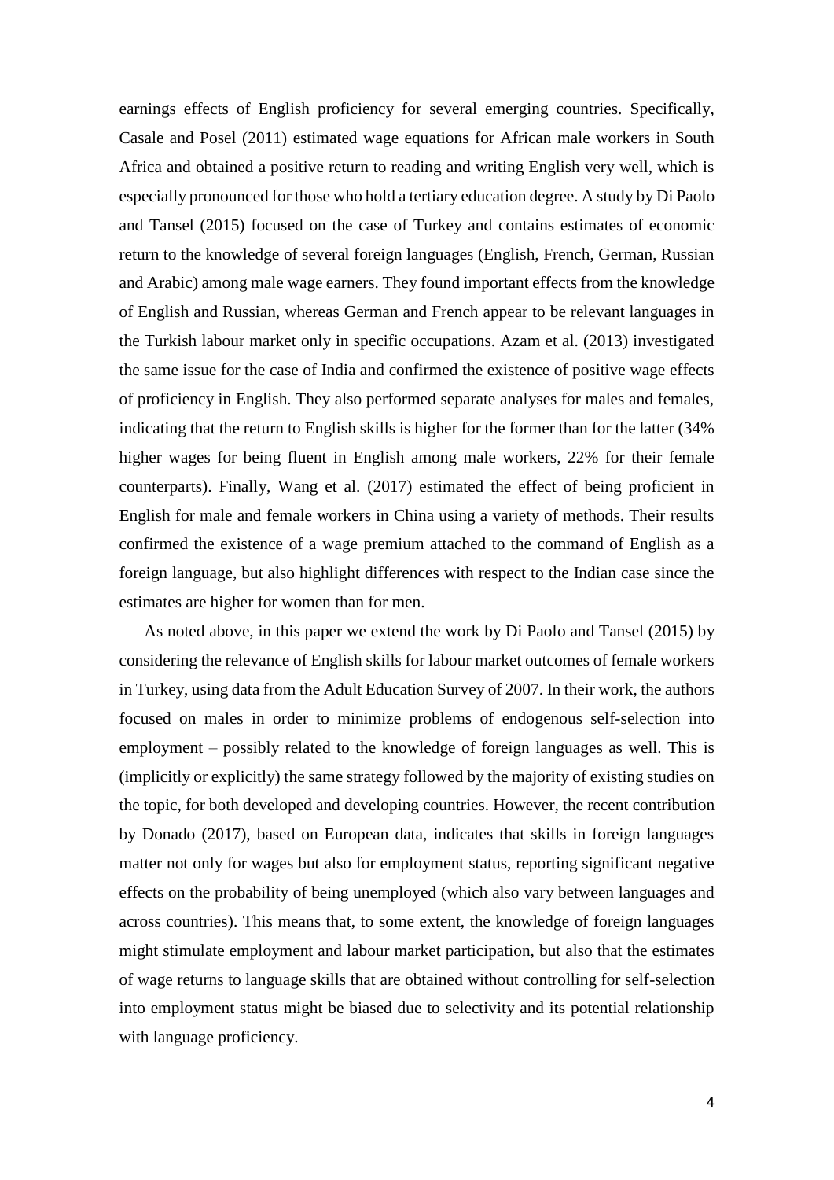earnings effects of English proficiency for several emerging countries. Specifically, Casale and Posel (2011) estimated wage equations for African male workers in South Africa and obtained a positive return to reading and writing English very well, which is especially pronounced for those who hold a tertiary education degree. A study by Di Paolo and Tansel (2015) focused on the case of Turkey and contains estimates of economic return to the knowledge of several foreign languages (English, French, German, Russian and Arabic) among male wage earners. They found important effects from the knowledge of English and Russian, whereas German and French appear to be relevant languages in the Turkish labour market only in specific occupations. Azam et al. (2013) investigated the same issue for the case of India and confirmed the existence of positive wage effects of proficiency in English. They also performed separate analyses for males and females, indicating that the return to English skills is higher for the former than for the latter (34% higher wages for being fluent in English among male workers, 22% for their female counterparts). Finally, Wang et al. (2017) estimated the effect of being proficient in English for male and female workers in China using a variety of methods. Their results confirmed the existence of a wage premium attached to the command of English as a foreign language, but also highlight differences with respect to the Indian case since the estimates are higher for women than for men.

As noted above, in this paper we extend the work by Di Paolo and Tansel (2015) by considering the relevance of English skills for labour market outcomes of female workers in Turkey, using data from the Adult Education Survey of 2007. In their work, the authors focused on males in order to minimize problems of endogenous self-selection into employment – possibly related to the knowledge of foreign languages as well. This is (implicitly or explicitly) the same strategy followed by the majority of existing studies on the topic, for both developed and developing countries. However, the recent contribution by Donado (2017), based on European data, indicates that skills in foreign languages matter not only for wages but also for employment status, reporting significant negative effects on the probability of being unemployed (which also vary between languages and across countries). This means that, to some extent, the knowledge of foreign languages might stimulate employment and labour market participation, but also that the estimates of wage returns to language skills that are obtained without controlling for self-selection into employment status might be biased due to selectivity and its potential relationship with language proficiency.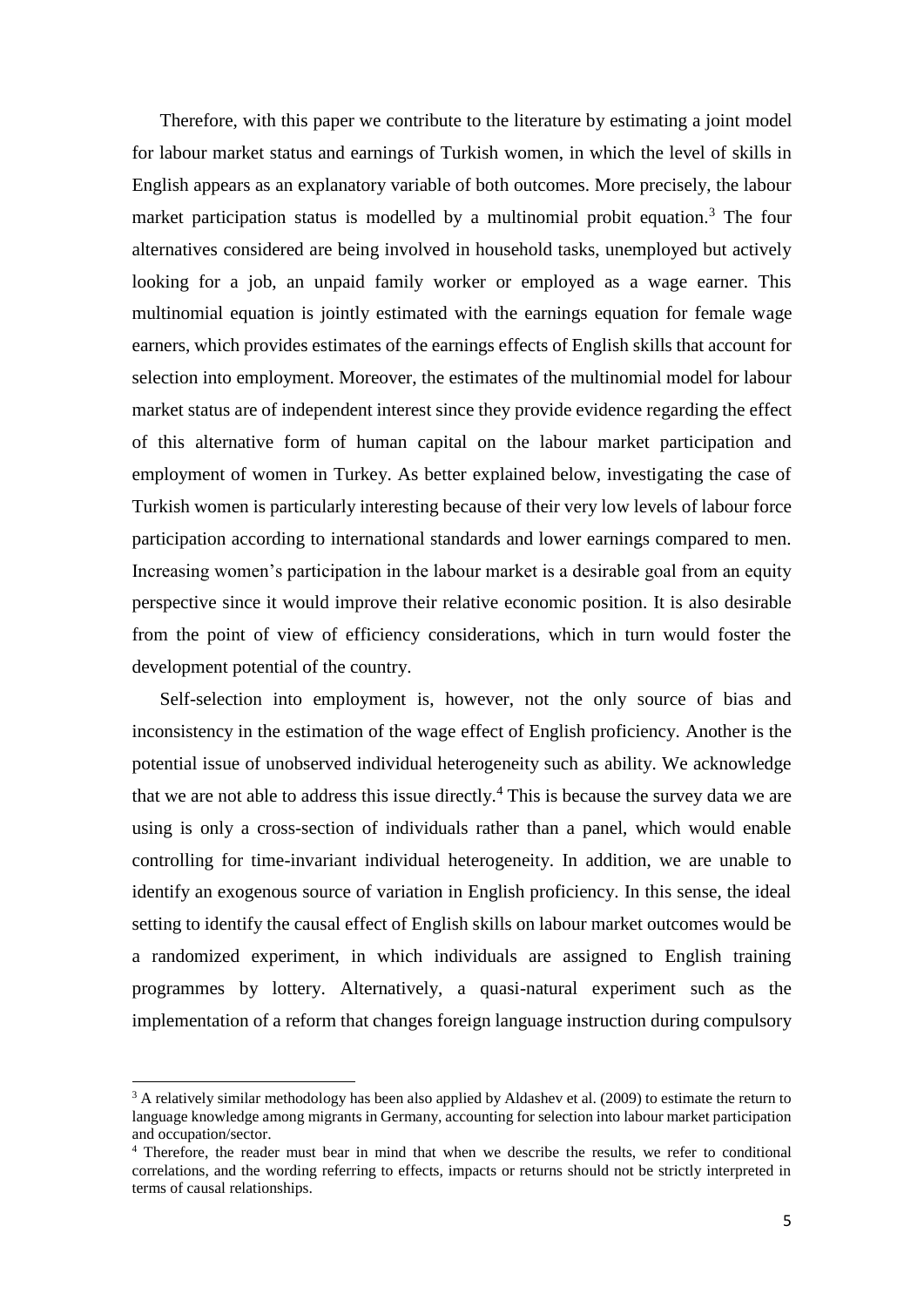Therefore, with this paper we contribute to the literature by estimating a joint model for labour market status and earnings of Turkish women, in which the level of skills in English appears as an explanatory variable of both outcomes. More precisely, the labour market participation status is modelled by a multinomial probit equation.[3] The four alternatives considered are being involved in household tasks, unemployed but actively looking for a job, an unpaid family worker or employed as a wage earner. This multinomial equation is jointly estimated with the earnings equation for female wage earners, which provides estimates of the earnings effects of English skills that account for selection into employment. Moreover, the estimates of the multinomial model for labour market status are of independent interest since they provide evidence regarding the effect of this alternative form of human capital on the labour market participation and employment of women in Turkey. As better explained below, investigating the case of Turkish women is particularly interesting because of their very low levels of labour force participation according to international standards and lower earnings compared to men. Increasing women's participation in the labour market is a desirable goal from an equity perspective since it would improve their relative economic position. It is also desirable from the point of view of efficiency considerations, which in turn would foster the development potential of the country.

Self-selection into employment is, however, not the only source of bias and inconsistency in the estimation of the wage effect of English proficiency. Another is the potential issue of unobserved individual heterogeneity such as ability. We acknowledge that we are not able to address this issue directly.[4] This is because the survey data we are using is only a cross-section of individuals rather than a panel, which would enable controlling for time-invariant individual heterogeneity. In addition, we are unable to identify an exogenous source of variation in English proficiency. In this sense, the ideal setting to identify the causal effect of English skills on labour market outcomes would be a randomized experiment, in which individuals are assigned to English training programmes by lottery. Alternatively, a quasi-natural experiment such as the implementation of a reform that changes foreign language instruction during compulsory

[3] A relatively similar methodology has been also applied by Aldashev et al. (2009) to estimate the return to language knowledge among migrants in Germany, accounting for selection into labour market participation and occupation/sector.

[4] Therefore, the reader must bear in mind that when we describe the results, we refer to conditional correlations, and the wording referring to effects, impacts or returns should not be strictly interpreted in terms of causal relationships.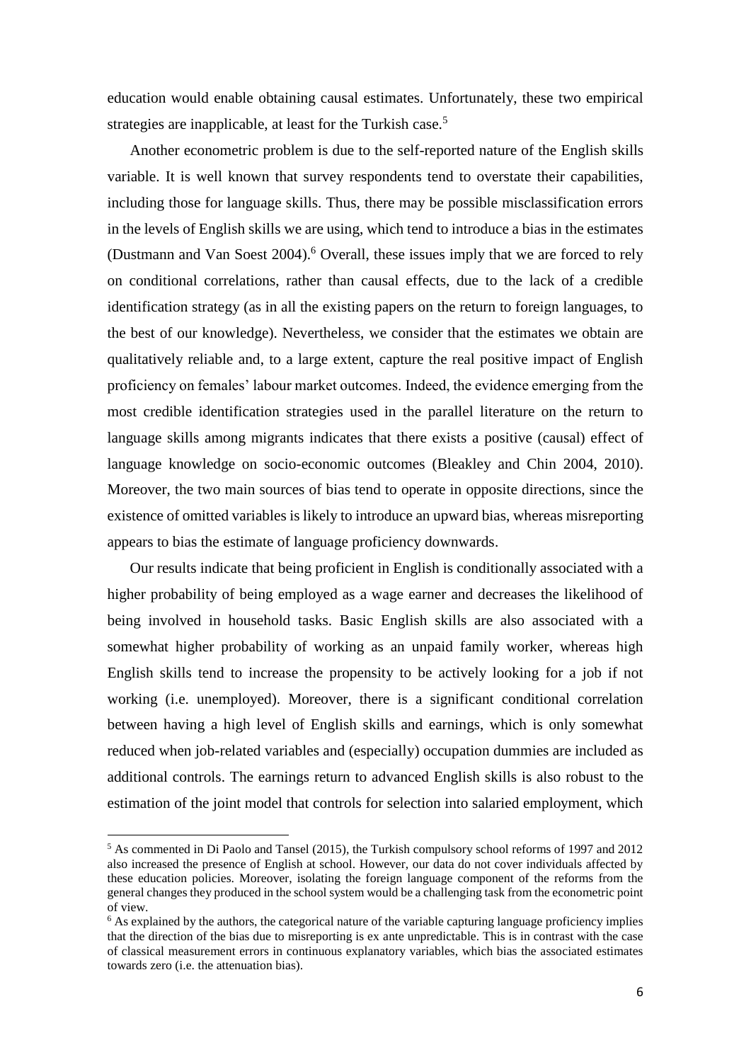education would enable obtaining causal estimates. Unfortunately, these two empirical strategies are inapplicable, at least for the Turkish case.[5]

Another econometric problem is due to the self-reported nature of the English skills variable. It is well known that survey respondents tend to overstate their capabilities, including those for language skills. Thus, there may be possible misclassification errors in the levels of English skills we are using, which tend to introduce a bias in the estimates (Dustmann and Van Soest 2004).[6] Overall, these issues imply that we are forced to rely on conditional correlations, rather than causal effects, due to the lack of a credible identification strategy (as in all the existing papers on the return to foreign languages, to the best of our knowledge). Nevertheless, we consider that the estimates we obtain are qualitatively reliable and, to a large extent, capture the real positive impact of English proficiency on females' labour market outcomes. Indeed, the evidence emerging from the most credible identification strategies used in the parallel literature on the return to language skills among migrants indicates that there exists a positive (causal) effect of language knowledge on socio-economic outcomes (Bleakley and Chin 2004, 2010). Moreover, the two main sources of bias tend to operate in opposite directions, since the existence of omitted variables is likely to introduce an upward bias, whereas misreporting appears to bias the estimate of language proficiency downwards.

Our results indicate that being proficient in English is conditionally associated with a higher probability of being employed as a wage earner and decreases the likelihood of being involved in household tasks. Basic English skills are also associated with a somewhat higher probability of working as an unpaid family worker, whereas high English skills tend to increase the propensity to be actively looking for a job if not working (i.e. unemployed). Moreover, there is a significant conditional correlation between having a high level of English skills and earnings, which is only somewhat reduced when job-related variables and (especially) occupation dummies are included as additional controls. The earnings return to advanced English skills is also robust to the estimation of the joint model that controls for selection into salaried employment, which

[5] As commented in Di Paolo and Tansel (2015), the Turkish compulsory school reforms of 1997 and 2012 also increased the presence of English at school. However, our data do not cover individuals affected by these education policies. Moreover, isolating the foreign language component of the reforms from the general changes they produced in the school system would be a challenging task from the econometric point of view.

[6] As explained by the authors, the categorical nature of the variable capturing language proficiency implies that the direction of the bias due to misreporting is ex ante unpredictable. This is in contrast with the case of classical measurement errors in continuous explanatory variables, which bias the associated estimates towards zero (i.e. the attenuation bias).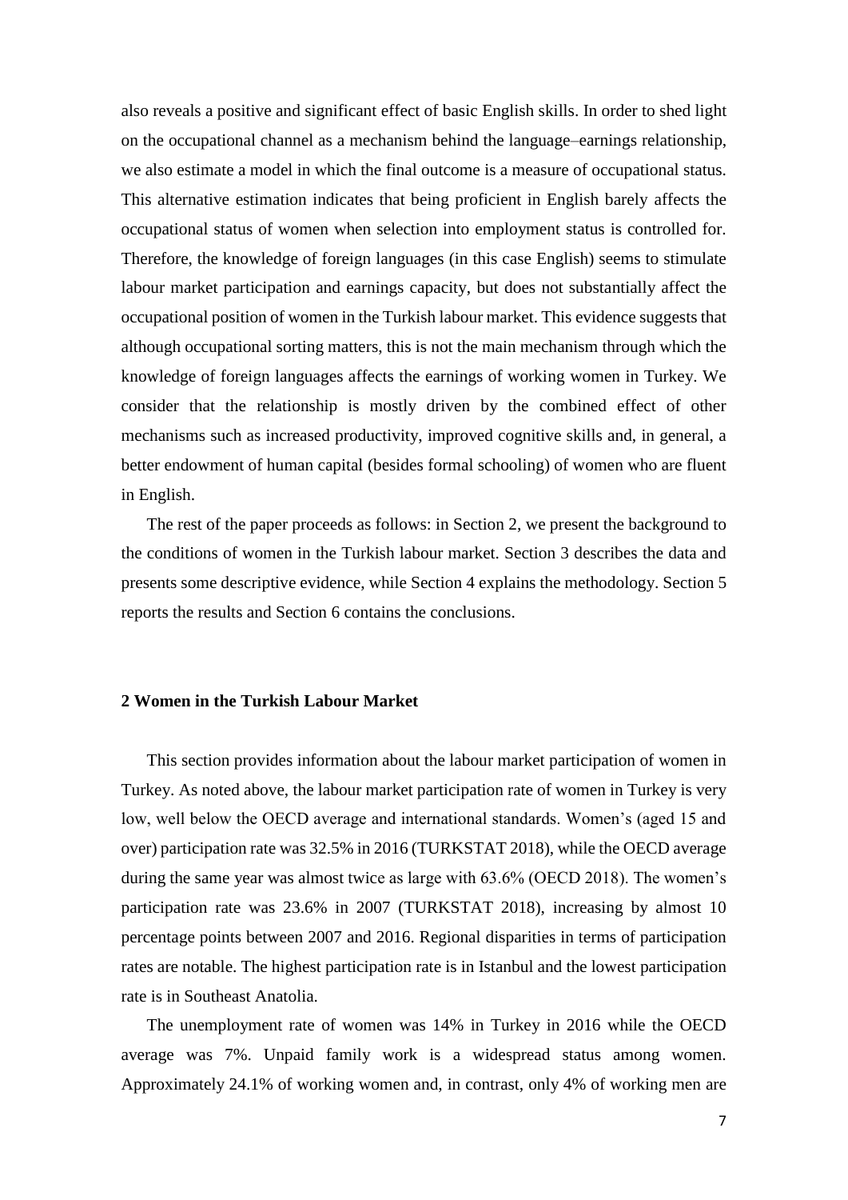also reveals a positive and significant effect of basic English skills. In order to shed light on the occupational channel as a mechanism behind the language–earnings relationship, we also estimate a model in which the final outcome is a measure of occupational status. This alternative estimation indicates that being proficient in English barely affects the occupational status of women when selection into employment status is controlled for. Therefore, the knowledge of foreign languages (in this case English) seems to stimulate labour market participation and earnings capacity, but does not substantially affect the occupational position of women in the Turkish labour market. This evidence suggests that although occupational sorting matters, this is not the main mechanism through which the knowledge of foreign languages affects the earnings of working women in Turkey. We consider that the relationship is mostly driven by the combined effect of other mechanisms such as increased productivity, improved cognitive skills and, in general, a better endowment of human capital (besides formal schooling) of women who are fluent in English.

The rest of the paper proceeds as follows: in Section 2, we present the background to the conditions of women in the Turkish labour market. Section 3 describes the data and presents some descriptive evidence, while Section 4 explains the methodology. Section 5 reports the results and Section 6 contains the conclusions.

## 2 Women in the Turkish Labour Market

This section provides information about the labour market participation of women in Turkey. As noted above, the labour market participation rate of women in Turkey is very low, well below the OECD average and international standards. Women's (aged 15 and over) participation rate was 32.5% in 2016 (TURKSTAT 2018), while the OECD average during the same year was almost twice as large with 63.6% (OECD 2018). The women's participation rate was 23.6% in 2007 (TURKSTAT 2018), increasing by almost 10 percentage points between 2007 and 2016. Regional disparities in terms of participation rates are notable. The highest participation rate is in Istanbul and the lowest participation rate is in Southeast Anatolia.

The unemployment rate of women was 14% in Turkey in 2016 while the OECD average was 7%. Unpaid family work is a widespread status among women. Approximately 24.1% of working women and, in contrast, only 4% of working men are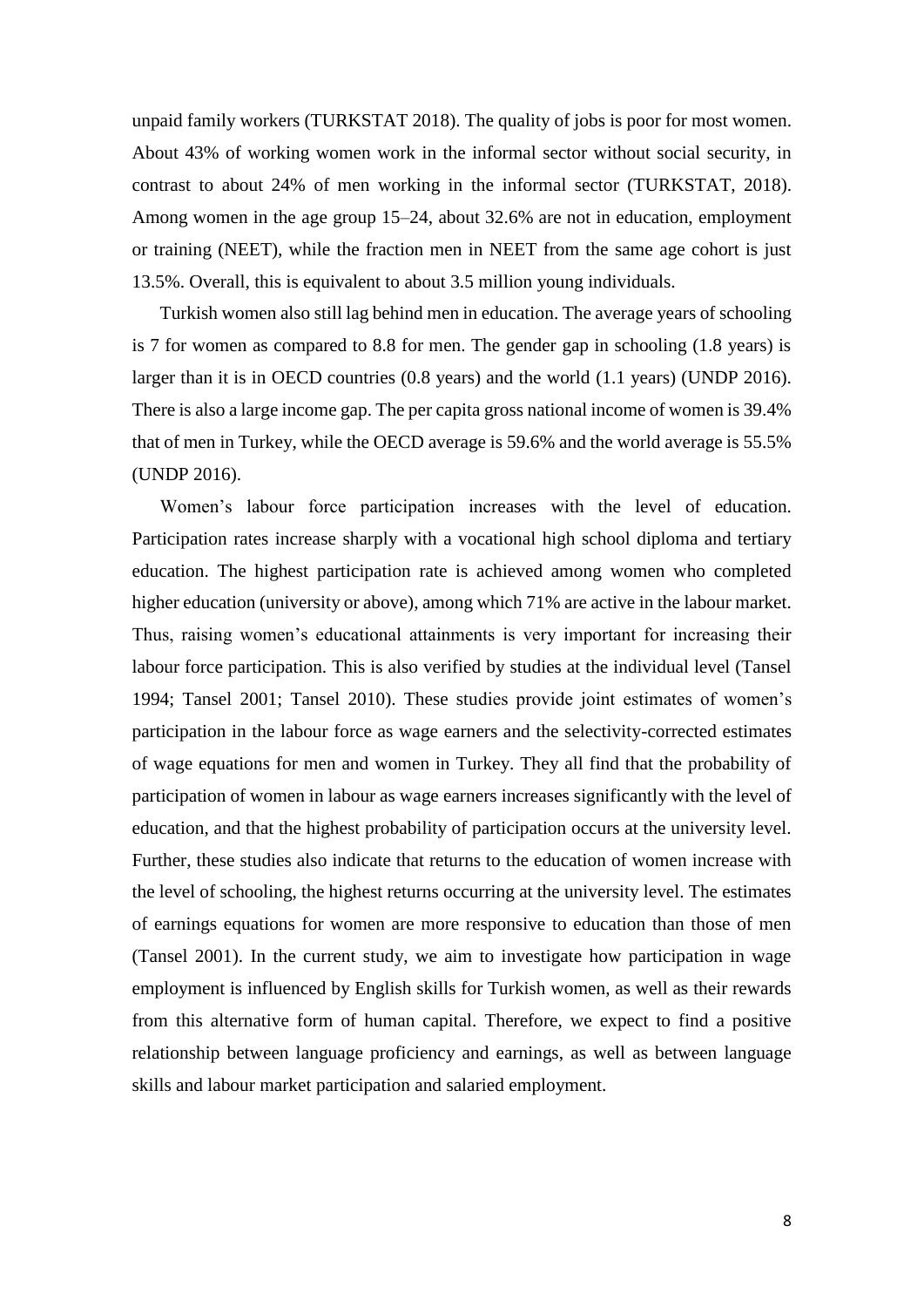unpaid family workers (TURKSTAT 2018). The quality of jobs is poor for most women. About 43% of working women work in the informal sector without social security, in contrast to about 24% of men working in the informal sector (TURKSTAT, 2018). Among women in the age group 15–24, about 32.6% are not in education, employment or training (NEET), while the fraction men in NEET from the same age cohort is just 13.5%. Overall, this is equivalent to about 3.5 million young individuals.

Turkish women also still lag behind men in education. The average years of schooling is 7 for women as compared to 8.8 for men. The gender gap in schooling (1.8 years) is larger than it is in OECD countries (0.8 years) and the world (1.1 years) (UNDP 2016). There is also a large income gap. The per capita gross national income of women is 39.4% that of men in Turkey, while the OECD average is 59.6% and the world average is 55.5% (UNDP 2016).

Women's labour force participation increases with the level of education. Participation rates increase sharply with a vocational high school diploma and tertiary education. The highest participation rate is achieved among women who completed higher education (university or above), among which 71% are active in the labour market. Thus, raising women's educational attainments is very important for increasing their labour force participation. This is also verified by studies at the individual level (Tansel 1994; Tansel 2001; Tansel 2010). These studies provide joint estimates of women's participation in the labour force as wage earners and the selectivity-corrected estimates of wage equations for men and women in Turkey. They all find that the probability of participation of women in labour as wage earners increases significantly with the level of education, and that the highest probability of participation occurs at the university level. Further, these studies also indicate that returns to the education of women increase with the level of schooling, the highest returns occurring at the university level. The estimates of earnings equations for women are more responsive to education than those of men (Tansel 2001). In the current study, we aim to investigate how participation in wage employment is influenced by English skills for Turkish women, as well as their rewards from this alternative form of human capital. Therefore, we expect to find a positive relationship between language proficiency and earnings, as well as between language skills and labour market participation and salaried employment.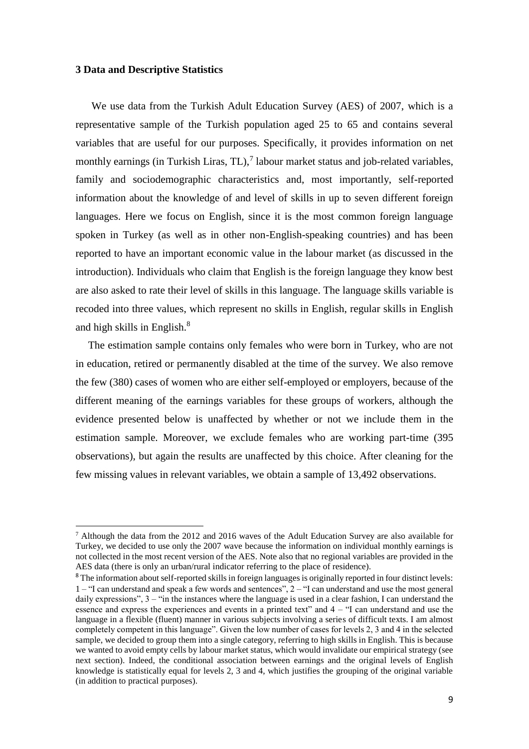### 3 Data and Descriptive Statistics

We use data from the Turkish Adult Education Survey (AES) of 2007, which is a representative sample of the Turkish population aged 25 to 65 and contains several variables that are useful for our purposes. Specifically, it provides information on net monthly earnings (in Turkish Liras, TL),[7] labour market status and job-related variables, family and sociodemographic characteristics and, most importantly, self-reported information about the knowledge of and level of skills in up to seven different foreign languages. Here we focus on English, since it is the most common foreign language spoken in Turkey (as well as in other non-English-speaking countries) and has been reported to have an important economic value in the labour market (as discussed in the introduction). Individuals who claim that English is the foreign language they know best are also asked to rate their level of skills in this language. The language skills variable is recoded into three values, which represent no skills in English, regular skills in English and high skills in English.[8]

The estimation sample contains only females who were born in Turkey, who are not in education, retired or permanently disabled at the time of the survey. We also remove the few (380) cases of women who are either self-employed or employers, because of the different meaning of the earnings variables for these groups of workers, although the evidence presented below is unaffected by whether or not we include them in the estimation sample. Moreover, we exclude females who are working part-time (395 observations), but again the results are unaffected by this choice. After cleaning for the few missing values in relevant variables, we obtain a sample of 13,492 observations.

---

[7] Although the data from the 2012 and 2016 waves of the Adult Education Survey are also available for Turkey, we decided to use only the 2007 wave because the information on individual monthly earnings is not collected in the most recent version of the AES. Note also that no regional variables are provided in the AES data (there is only an urban/rural indicator referring to the place of residence).

[8] The information about self-reported skills in foreign languages is originally reported in four distinct levels: 1 – "I can understand and speak a few words and sentences", 2 – "I can understand and use the most general daily expressions", 3 – "in the instances where the language is used in a clear fashion, I can understand the essence and express the experiences and events in a printed text" and 4 – "I can understand and use the language in a flexible (fluent) manner in various subjects involving a series of difficult texts. I am almost completely competent in this language". Given the low number of cases for levels 2, 3 and 4 in the selected sample, we decided to group them into a single category, referring to high skills in English. This is because we wanted to avoid empty cells by labour market status, which would invalidate our empirical strategy (see next section). Indeed, the conditional association between earnings and the original levels of English knowledge is statistically equal for levels 2, 3 and 4, which justifies the grouping of the original variable (in addition to practical purposes).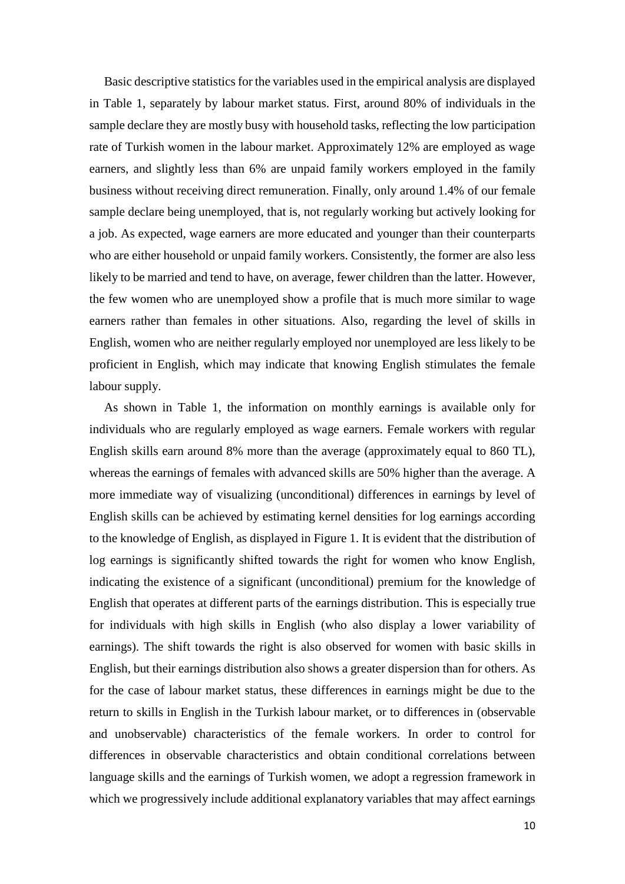Basic descriptive statistics for the variables used in the empirical analysis are displayed in Table 1, separately by labour market status. First, around 80% of individuals in the sample declare they are mostly busy with household tasks, reflecting the low participation rate of Turkish women in the labour market. Approximately 12% are employed as wage earners, and slightly less than 6% are unpaid family workers employed in the family business without receiving direct remuneration. Finally, only around 1.4% of our female sample declare being unemployed, that is, not regularly working but actively looking for a job. As expected, wage earners are more educated and younger than their counterparts who are either household or unpaid family workers. Consistently, the former are also less likely to be married and tend to have, on average, fewer children than the latter. However, the few women who are unemployed show a profile that is much more similar to wage earners rather than females in other situations. Also, regarding the level of skills in English, women who are neither regularly employed nor unemployed are less likely to be proficient in English, which may indicate that knowing English stimulates the female labour supply.

As shown in Table 1, the information on monthly earnings is available only for individuals who are regularly employed as wage earners. Female workers with regular English skills earn around 8% more than the average (approximately equal to 860 TL), whereas the earnings of females with advanced skills are 50% higher than the average. A more immediate way of visualizing (unconditional) differences in earnings by level of English skills can be achieved by estimating kernel densities for log earnings according to the knowledge of English, as displayed in Figure 1. It is evident that the distribution of log earnings is significantly shifted towards the right for women who know English, indicating the existence of a significant (unconditional) premium for the knowledge of English that operates at different parts of the earnings distribution. This is especially true for individuals with high skills in English (who also display a lower variability of earnings). The shift towards the right is also observed for women with basic skills in English, but their earnings distribution also shows a greater dispersion than for others. As for the case of labour market status, these differences in earnings might be due to the return to skills in English in the Turkish labour market, or to differences in (observable and unobservable) characteristics of the female workers. In order to control for differences in observable characteristics and obtain conditional correlations between language skills and the earnings of Turkish women, we adopt a regression framework in which we progressively include additional explanatory variables that may affect earnings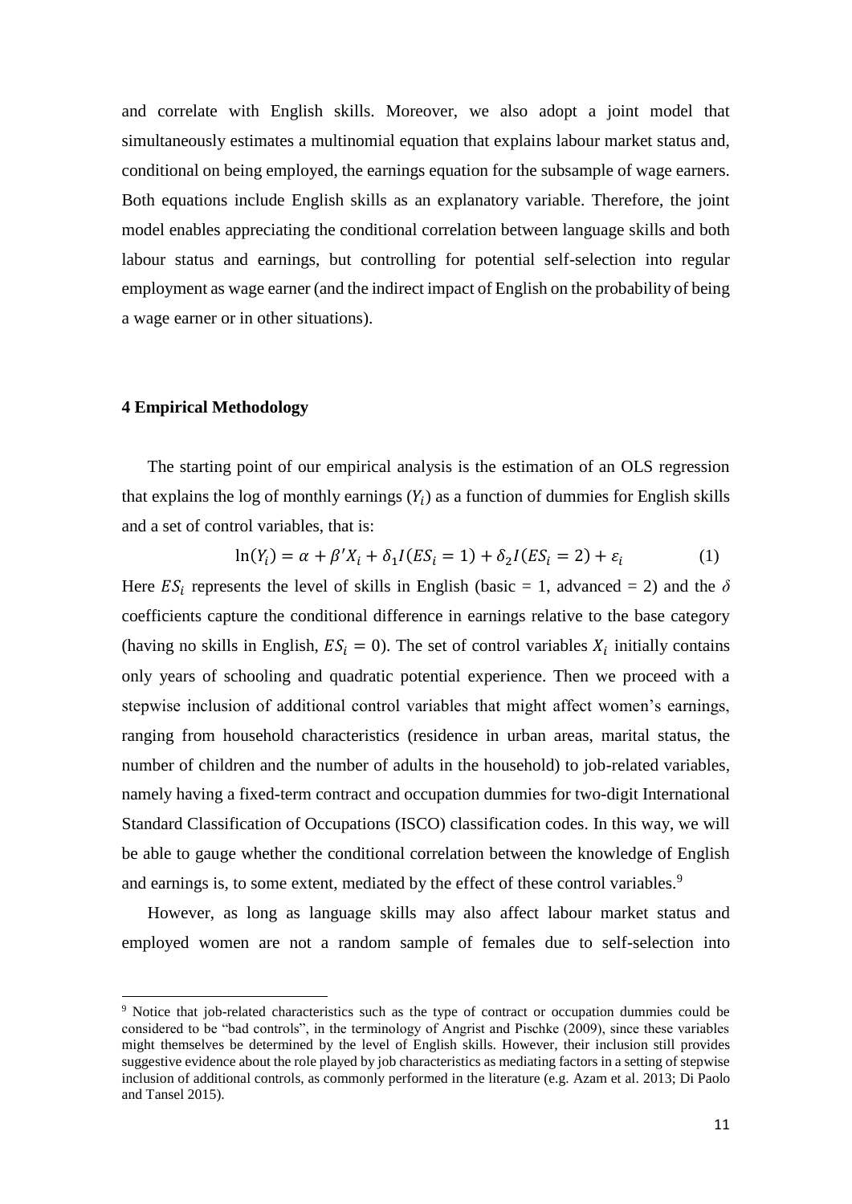and correlate with English skills. Moreover, we also adopt a joint model that simultaneously estimates a multinomial equation that explains labour market status and, conditional on being employed, the earnings equation for the subsample of wage earners. Both equations include English skills as an explanatory variable. Therefore, the joint model enables appreciating the conditional correlation between language skills and both labour status and earnings, but controlling for potential self-selection into regular employment as wage earner (and the indirect impact of English on the probability of being a wage earner or in other situations).

## 4 Empirical Methodology

The starting point of our empirical analysis is the estimation of an OLS regression that explains the log of monthly earnings ($Y_i$) as a function of dummies for English skills and a set of control variables, that is:

$$\ln(Y_i) = \alpha + \beta' X_i + \delta_1 I(ES_i = 1) + \delta_2 I(ES_i = 2) + \varepsilon_i \qquad (1)$$

Here $ES_i$ represents the level of skills in English (basic = 1, advanced = 2) and the $\delta$ coefficients capture the conditional difference in earnings relative to the base category (having no skills in English, $ES_i = 0$). The set of control variables $X_i$ initially contains only years of schooling and quadratic potential experience. Then we proceed with a stepwise inclusion of additional control variables that might affect women's earnings, ranging from household characteristics (residence in urban areas, marital status, the number of children and the number of adults in the household) to job-related variables, namely having a fixed-term contract and occupation dummies for two-digit International Standard Classification of Occupations (ISCO) classification codes. In this way, we will be able to gauge whether the conditional correlation between the knowledge of English and earnings is, to some extent, mediated by the effect of these control variables.[9]

However, as long as language skills may also affect labour market status and employed women are not a random sample of females due to self-selection into

[9] Notice that job-related characteristics such as the type of contract or occupation dummies could be considered to be "bad controls", in the terminology of Angrist and Pischke (2009), since these variables might themselves be determined by the level of English skills. However, their inclusion still provides suggestive evidence about the role played by job characteristics as mediating factors in a setting of stepwise inclusion of additional controls, as commonly performed in the literature (e.g. Azam et al. 2013; Di Paolo and Tansel 2015).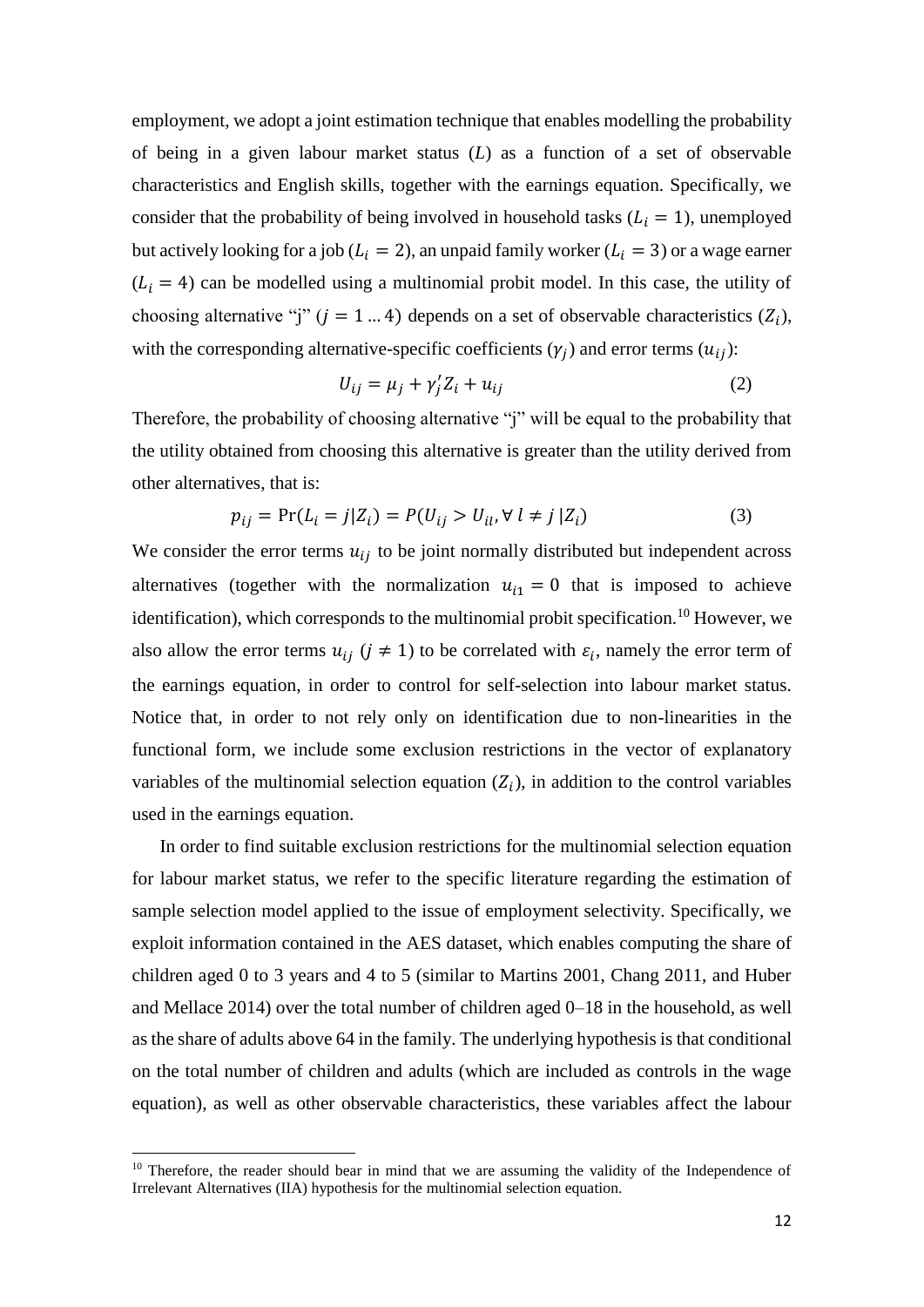employment, we adopt a joint estimation technique that enables modelling the probability of being in a given labour market status ($L$) as a function of a set of observable characteristics and English skills, together with the earnings equation. Specifically, we consider that the probability of being involved in household tasks ($L_i = 1$), unemployed but actively looking for a job ($L_i = 2$), an unpaid family worker ($L_i = 3$) or a wage earner ($L_i = 4$) can be modelled using a multinomial probit model. In this case, the utility of choosing alternative "j" ($j = 1 \ldots 4$) depends on a set of observable characteristics ($Z_i$), with the corresponding alternative-specific coefficients ($\gamma_j$) and error terms ($u_{ij}$):

$$U_{ij} = \mu_j + \gamma_j' Z_i + u_{ij} \tag{2}$$

Therefore, the probability of choosing alternative "j" will be equal to the probability that the utility obtained from choosing this alternative is greater than the utility derived from other alternatives, that is:

$$p_{ij} = \Pr(L_i = j | Z_i) = P(U_{ij} > U_{il}, \forall\, l \neq j\, | Z_i) \tag{3}$$

We consider the error terms $u_{ij}$ to be joint normally distributed but independent across alternatives (together with the normalization $u_{i1} = 0$ that is imposed to achieve identification), which corresponds to the multinomial probit specification.[10] However, we also allow the error terms $u_{ij}$ ($j \neq 1$) to be correlated with $\varepsilon_i$, namely the error term of the earnings equation, in order to control for self-selection into labour market status. Notice that, in order to not rely only on identification due to non-linearities in the functional form, we include some exclusion restrictions in the vector of explanatory variables of the multinomial selection equation ($Z_i$), in addition to the control variables used in the earnings equation.

In order to find suitable exclusion restrictions for the multinomial selection equation for labour market status, we refer to the specific literature regarding the estimation of sample selection model applied to the issue of employment selectivity. Specifically, we exploit information contained in the AES dataset, which enables computing the share of children aged 0 to 3 years and 4 to 5 (similar to Martins 2001, Chang 2011, and Huber and Mellace 2014) over the total number of children aged 0–18 in the household, as well as the share of adults above 64 in the family. The underlying hypothesis is that conditional on the total number of children and adults (which are included as controls in the wage equation), as well as other observable characteristics, these variables affect the labour

[10] Therefore, the reader should bear in mind that we are assuming the validity of the Independence of Irrelevant Alternatives (IIA) hypothesis for the multinomial selection equation.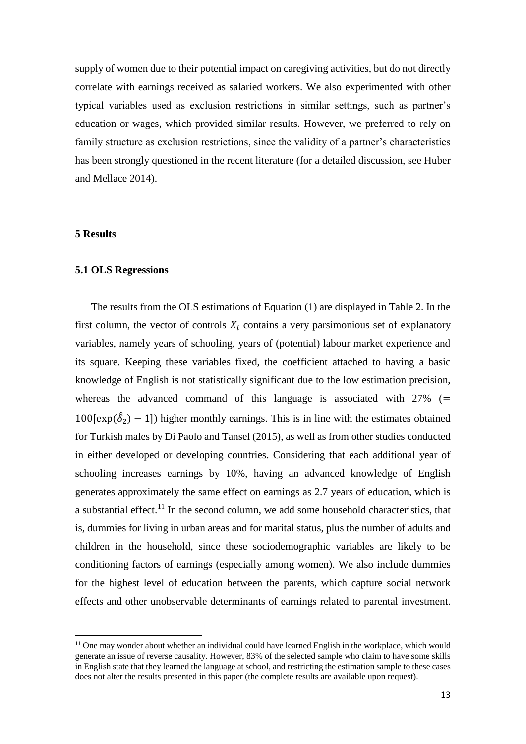supply of women due to their potential impact on caregiving activities, but do not directly correlate with earnings received as salaried workers. We also experimented with other typical variables used as exclusion restrictions in similar settings, such as partner's education or wages, which provided similar results. However, we preferred to rely on family structure as exclusion restrictions, since the validity of a partner's characteristics has been strongly questioned in the recent literature (for a detailed discussion, see Huber and Mellace 2014).

## 5 Results

### 5.1 OLS Regressions

The results from the OLS estimations of Equation (1) are displayed in Table 2. In the first column, the vector of controls $X_i$ contains a very parsimonious set of explanatory variables, namely years of schooling, years of (potential) labour market experience and its square. Keeping these variables fixed, the coefficient attached to having a basic knowledge of English is not statistically significant due to the low estimation precision, whereas the advanced command of this language is associated with 27% ($= 100[\exp(\hat{\delta}_2) - 1]$) higher monthly earnings. This is in line with the estimates obtained for Turkish males by Di Paolo and Tansel (2015), as well as from other studies conducted in either developed or developing countries. Considering that each additional year of schooling increases earnings by 10%, having an advanced knowledge of English generates approximately the same effect on earnings as 2.7 years of education, which is a substantial effect.[11] In the second column, we add some household characteristics, that is, dummies for living in urban areas and for marital status, plus the number of adults and children in the household, since these sociodemographic variables are likely to be conditioning factors of earnings (especially among women). We also include dummies for the highest level of education between the parents, which capture social network effects and other unobservable determinants of earnings related to parental investment.

[11] One may wonder about whether an individual could have learned English in the workplace, which would generate an issue of reverse causality. However, 83% of the selected sample who claim to have some skills in English state that they learned the language at school, and restricting the estimation sample to these cases does not alter the results presented in this paper (the complete results are available upon request).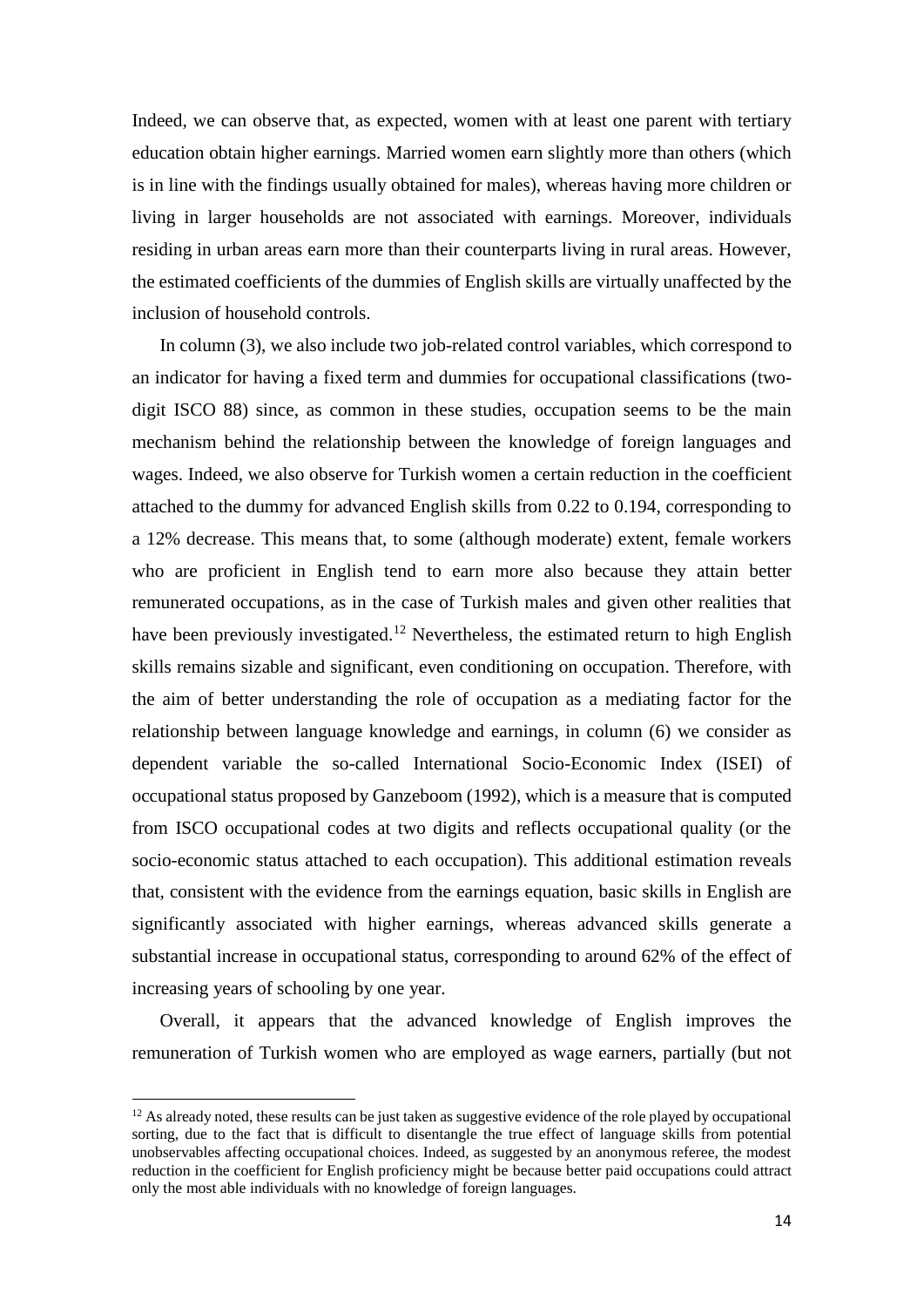Indeed, we can observe that, as expected, women with at least one parent with tertiary education obtain higher earnings. Married women earn slightly more than others (which is in line with the findings usually obtained for males), whereas having more children or living in larger households are not associated with earnings. Moreover, individuals residing in urban areas earn more than their counterparts living in rural areas. However, the estimated coefficients of the dummies of English skills are virtually unaffected by the inclusion of household controls.

In column (3), we also include two job-related control variables, which correspond to an indicator for having a fixed term and dummies for occupational classifications (two-digit ISCO 88) since, as common in these studies, occupation seems to be the main mechanism behind the relationship between the knowledge of foreign languages and wages. Indeed, we also observe for Turkish women a certain reduction in the coefficient attached to the dummy for advanced English skills from 0.22 to 0.194, corresponding to a 12% decrease. This means that, to some (although moderate) extent, female workers who are proficient in English tend to earn more also because they attain better remunerated occupations, as in the case of Turkish males and given other realities that have been previously investigated.[12] Nevertheless, the estimated return to high English skills remains sizable and significant, even conditioning on occupation. Therefore, with the aim of better understanding the role of occupation as a mediating factor for the relationship between language knowledge and earnings, in column (6) we consider as dependent variable the so-called International Socio-Economic Index (ISEI) of occupational status proposed by Ganzeboom (1992), which is a measure that is computed from ISCO occupational codes at two digits and reflects occupational quality (or the socio-economic status attached to each occupation). This additional estimation reveals that, consistent with the evidence from the earnings equation, basic skills in English are significantly associated with higher earnings, whereas advanced skills generate a substantial increase in occupational status, corresponding to around 62% of the effect of increasing years of schooling by one year.

Overall, it appears that the advanced knowledge of English improves the remuneration of Turkish women who are employed as wage earners, partially (but not

[12] As already noted, these results can be just taken as suggestive evidence of the role played by occupational sorting, due to the fact that is difficult to disentangle the true effect of language skills from potential unobservables affecting occupational choices. Indeed, as suggested by an anonymous referee, the modest reduction in the coefficient for English proficiency might be because better paid occupations could attract only the most able individuals with no knowledge of foreign languages.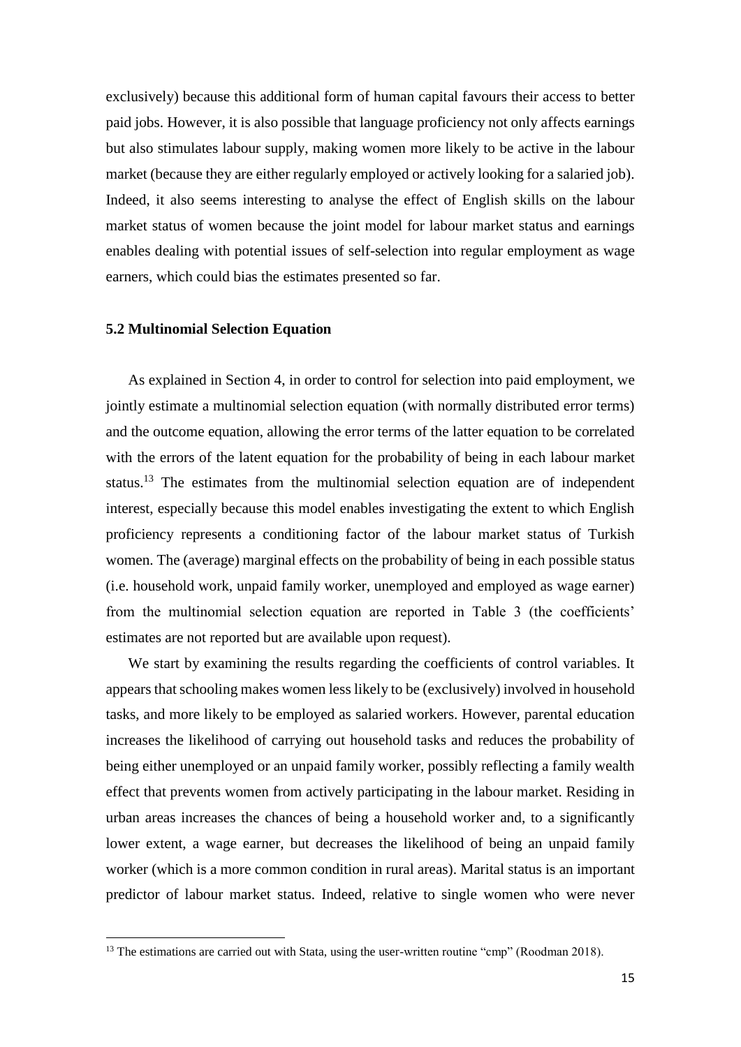exclusively) because this additional form of human capital favours their access to better paid jobs. However, it is also possible that language proficiency not only affects earnings but also stimulates labour supply, making women more likely to be active in the labour market (because they are either regularly employed or actively looking for a salaried job). Indeed, it also seems interesting to analyse the effect of English skills on the labour market status of women because the joint model for labour market status and earnings enables dealing with potential issues of self-selection into regular employment as wage earners, which could bias the estimates presented so far.

### 5.2 Multinomial Selection Equation

As explained in Section 4, in order to control for selection into paid employment, we jointly estimate a multinomial selection equation (with normally distributed error terms) and the outcome equation, allowing the error terms of the latter equation to be correlated with the errors of the latent equation for the probability of being in each labour market status.[13] The estimates from the multinomial selection equation are of independent interest, especially because this model enables investigating the extent to which English proficiency represents a conditioning factor of the labour market status of Turkish women. The (average) marginal effects on the probability of being in each possible status (i.e. household work, unpaid family worker, unemployed and employed as wage earner) from the multinomial selection equation are reported in Table 3 (the coefficients' estimates are not reported but are available upon request).

We start by examining the results regarding the coefficients of control variables. It appears that schooling makes women less likely to be (exclusively) involved in household tasks, and more likely to be employed as salaried workers. However, parental education increases the likelihood of carrying out household tasks and reduces the probability of being either unemployed or an unpaid family worker, possibly reflecting a family wealth effect that prevents women from actively participating in the labour market. Residing in urban areas increases the chances of being a household worker and, to a significantly lower extent, a wage earner, but decreases the likelihood of being an unpaid family worker (which is a more common condition in rural areas). Marital status is an important predictor of labour market status. Indeed, relative to single women who were never

[13] The estimations are carried out with Stata, using the user-written routine "cmp" (Roodman 2018).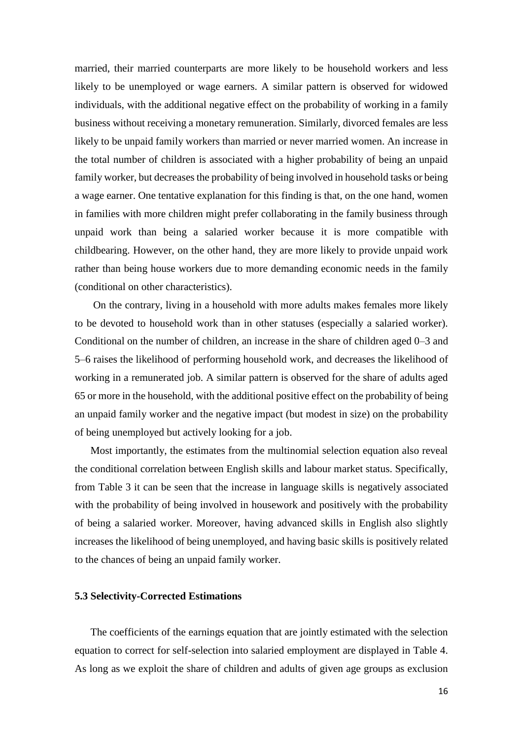married, their married counterparts are more likely to be household workers and less likely to be unemployed or wage earners. A similar pattern is observed for widowed individuals, with the additional negative effect on the probability of working in a family business without receiving a monetary remuneration. Similarly, divorced females are less likely to be unpaid family workers than married or never married women. An increase in the total number of children is associated with a higher probability of being an unpaid family worker, but decreases the probability of being involved in household tasks or being a wage earner. One tentative explanation for this finding is that, on the one hand, women in families with more children might prefer collaborating in the family business through unpaid work than being a salaried worker because it is more compatible with childbearing. However, on the other hand, they are more likely to provide unpaid work rather than being house workers due to more demanding economic needs in the family (conditional on other characteristics).

On the contrary, living in a household with more adults makes females more likely to be devoted to household work than in other statuses (especially a salaried worker). Conditional on the number of children, an increase in the share of children aged 0–3 and 5–6 raises the likelihood of performing household work, and decreases the likelihood of working in a remunerated job. A similar pattern is observed for the share of adults aged 65 or more in the household, with the additional positive effect on the probability of being an unpaid family worker and the negative impact (but modest in size) on the probability of being unemployed but actively looking for a job.

Most importantly, the estimates from the multinomial selection equation also reveal the conditional correlation between English skills and labour market status. Specifically, from Table 3 it can be seen that the increase in language skills is negatively associated with the probability of being involved in housework and positively with the probability of being a salaried worker. Moreover, having advanced skills in English also slightly increases the likelihood of being unemployed, and having basic skills is positively related to the chances of being an unpaid family worker.

### 5.3 Selectivity-Corrected Estimations

The coefficients of the earnings equation that are jointly estimated with the selection equation to correct for self-selection into salaried employment are displayed in Table 4. As long as we exploit the share of children and adults of given age groups as exclusion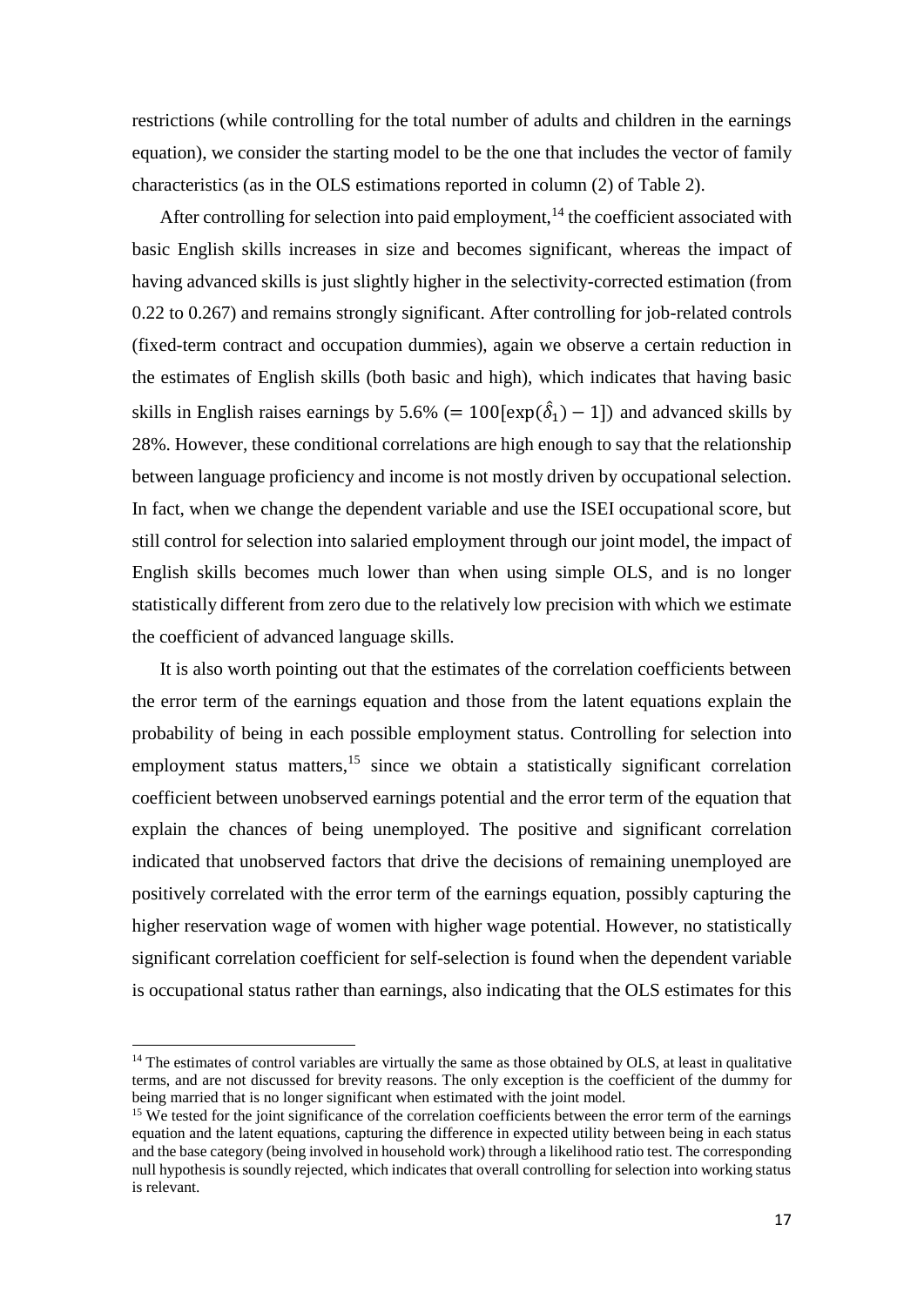restrictions (while controlling for the total number of adults and children in the earnings equation), we consider the starting model to be the one that includes the vector of family characteristics (as in the OLS estimations reported in column (2) of Table 2).

After controlling for selection into paid employment,[14] the coefficient associated with basic English skills increases in size and becomes significant, whereas the impact of having advanced skills is just slightly higher in the selectivity-corrected estimation (from 0.22 to 0.267) and remains strongly significant. After controlling for job-related controls (fixed-term contract and occupation dummies), again we observe a certain reduction in the estimates of English skills (both basic and high), which indicates that having basic skills in English raises earnings by 5.6% ($= 100[\exp(\hat{\delta}_1) - 1]$) and advanced skills by 28%. However, these conditional correlations are high enough to say that the relationship between language proficiency and income is not mostly driven by occupational selection. In fact, when we change the dependent variable and use the ISEI occupational score, but still control for selection into salaried employment through our joint model, the impact of English skills becomes much lower than when using simple OLS, and is no longer statistically different from zero due to the relatively low precision with which we estimate the coefficient of advanced language skills.

It is also worth pointing out that the estimates of the correlation coefficients between the error term of the earnings equation and those from the latent equations explain the probability of being in each possible employment status. Controlling for selection into employment status matters,[15] since we obtain a statistically significant correlation coefficient between unobserved earnings potential and the error term of the equation that explain the chances of being unemployed. The positive and significant correlation indicated that unobserved factors that drive the decisions of remaining unemployed are positively correlated with the error term of the earnings equation, possibly capturing the higher reservation wage of women with higher wage potential. However, no statistically significant correlation coefficient for self-selection is found when the dependent variable is occupational status rather than earnings, also indicating that the OLS estimates for this

[14] The estimates of control variables are virtually the same as those obtained by OLS, at least in qualitative terms, and are not discussed for brevity reasons. The only exception is the coefficient of the dummy for being married that is no longer significant when estimated with the joint model.

[15] We tested for the joint significance of the correlation coefficients between the error term of the earnings equation and the latent equations, capturing the difference in expected utility between being in each status and the base category (being involved in household work) through a likelihood ratio test. The corresponding null hypothesis is soundly rejected, which indicates that overall controlling for selection into working status is relevant.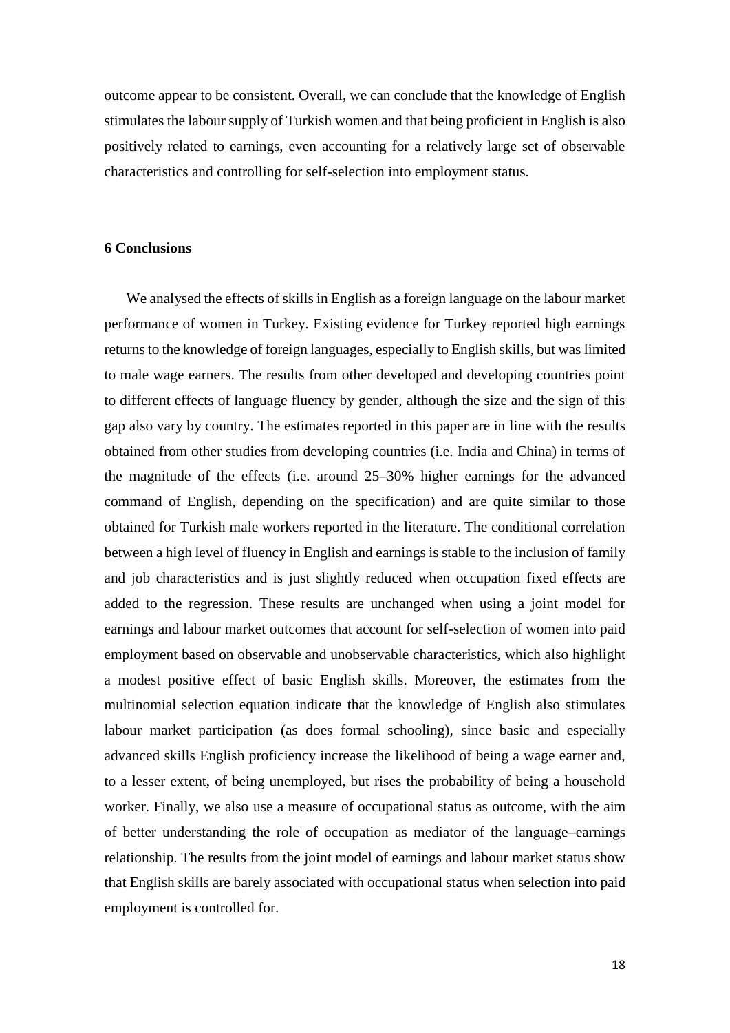outcome appear to be consistent. Overall, we can conclude that the knowledge of English stimulates the labour supply of Turkish women and that being proficient in English is also positively related to earnings, even accounting for a relatively large set of observable characteristics and controlling for self-selection into employment status.

## 6 Conclusions

We analysed the effects of skills in English as a foreign language on the labour market performance of women in Turkey. Existing evidence for Turkey reported high earnings returns to the knowledge of foreign languages, especially to English skills, but was limited to male wage earners. The results from other developed and developing countries point to different effects of language fluency by gender, although the size and the sign of this gap also vary by country. The estimates reported in this paper are in line with the results obtained from other studies from developing countries (i.e. India and China) in terms of the magnitude of the effects (i.e. around 25–30% higher earnings for the advanced command of English, depending on the specification) and are quite similar to those obtained for Turkish male workers reported in the literature. The conditional correlation between a high level of fluency in English and earnings is stable to the inclusion of family and job characteristics and is just slightly reduced when occupation fixed effects are added to the regression. These results are unchanged when using a joint model for earnings and labour market outcomes that account for self-selection of women into paid employment based on observable and unobservable characteristics, which also highlight a modest positive effect of basic English skills. Moreover, the estimates from the multinomial selection equation indicate that the knowledge of English also stimulates labour market participation (as does formal schooling), since basic and especially advanced skills English proficiency increase the likelihood of being a wage earner and, to a lesser extent, of being unemployed, but rises the probability of being a household worker. Finally, we also use a measure of occupational status as outcome, with the aim of better understanding the role of occupation as mediator of the language–earnings relationship. The results from the joint model of earnings and labour market status show that English skills are barely associated with occupational status when selection into paid employment is controlled for.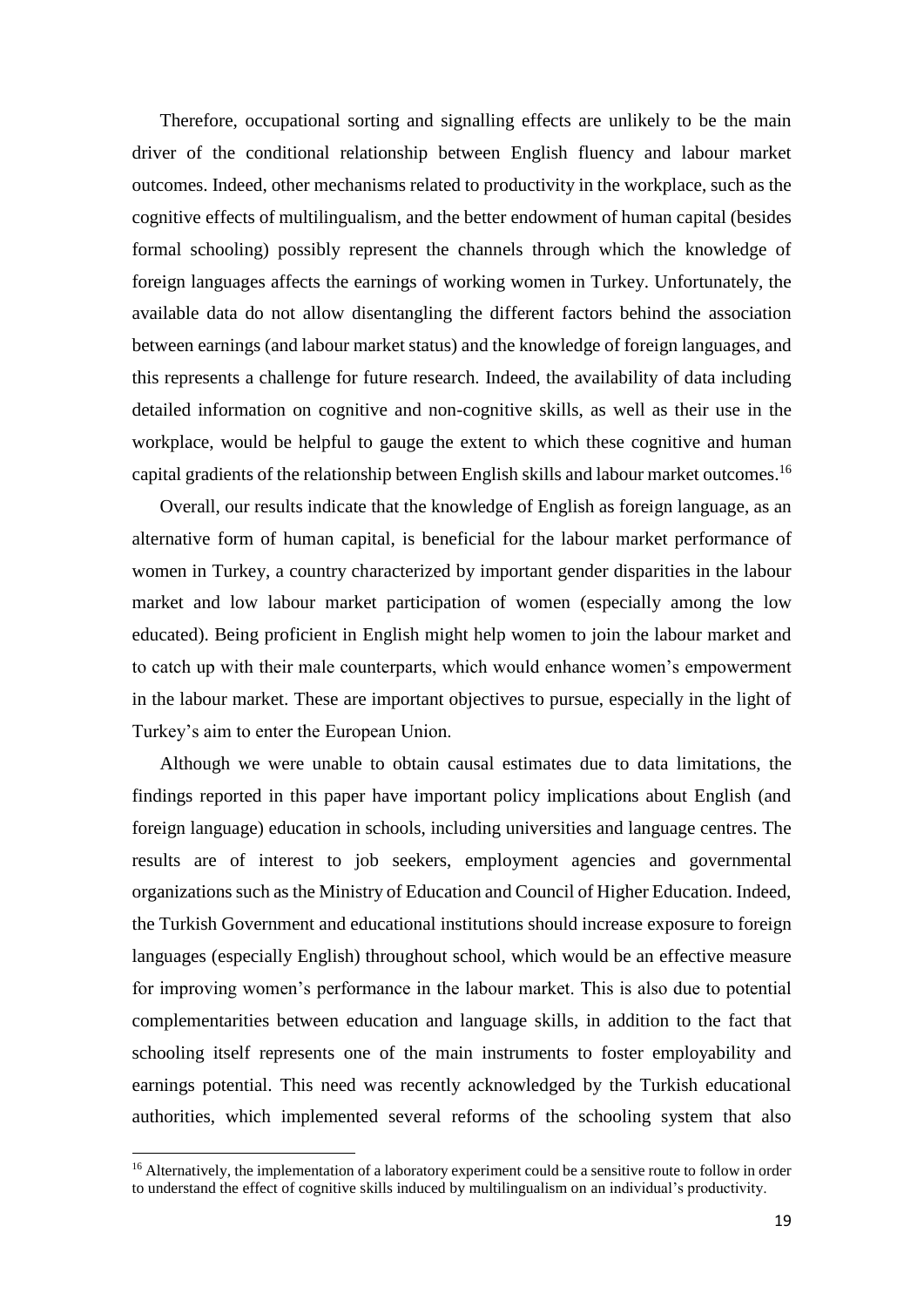Therefore, occupational sorting and signalling effects are unlikely to be the main driver of the conditional relationship between English fluency and labour market outcomes. Indeed, other mechanisms related to productivity in the workplace, such as the cognitive effects of multilingualism, and the better endowment of human capital (besides formal schooling) possibly represent the channels through which the knowledge of foreign languages affects the earnings of working women in Turkey. Unfortunately, the available data do not allow disentangling the different factors behind the association between earnings (and labour market status) and the knowledge of foreign languages, and this represents a challenge for future research. Indeed, the availability of data including detailed information on cognitive and non-cognitive skills, as well as their use in the workplace, would be helpful to gauge the extent to which these cognitive and human capital gradients of the relationship between English skills and labour market outcomes.[16]

Overall, our results indicate that the knowledge of English as foreign language, as an alternative form of human capital, is beneficial for the labour market performance of women in Turkey, a country characterized by important gender disparities in the labour market and low labour market participation of women (especially among the low educated). Being proficient in English might help women to join the labour market and to catch up with their male counterparts, which would enhance women's empowerment in the labour market. These are important objectives to pursue, especially in the light of Turkey's aim to enter the European Union.

Although we were unable to obtain causal estimates due to data limitations, the findings reported in this paper have important policy implications about English (and foreign language) education in schools, including universities and language centres. The results are of interest to job seekers, employment agencies and governmental organizations such as the Ministry of Education and Council of Higher Education. Indeed, the Turkish Government and educational institutions should increase exposure to foreign languages (especially English) throughout school, which would be an effective measure for improving women's performance in the labour market. This is also due to potential complementarities between education and language skills, in addition to the fact that schooling itself represents one of the main instruments to foster employability and earnings potential. This need was recently acknowledged by the Turkish educational authorities, which implemented several reforms of the schooling system that also

---

[16] Alternatively, the implementation of a laboratory experiment could be a sensitive route to follow in order to understand the effect of cognitive skills induced by multilingualism on an individual's productivity.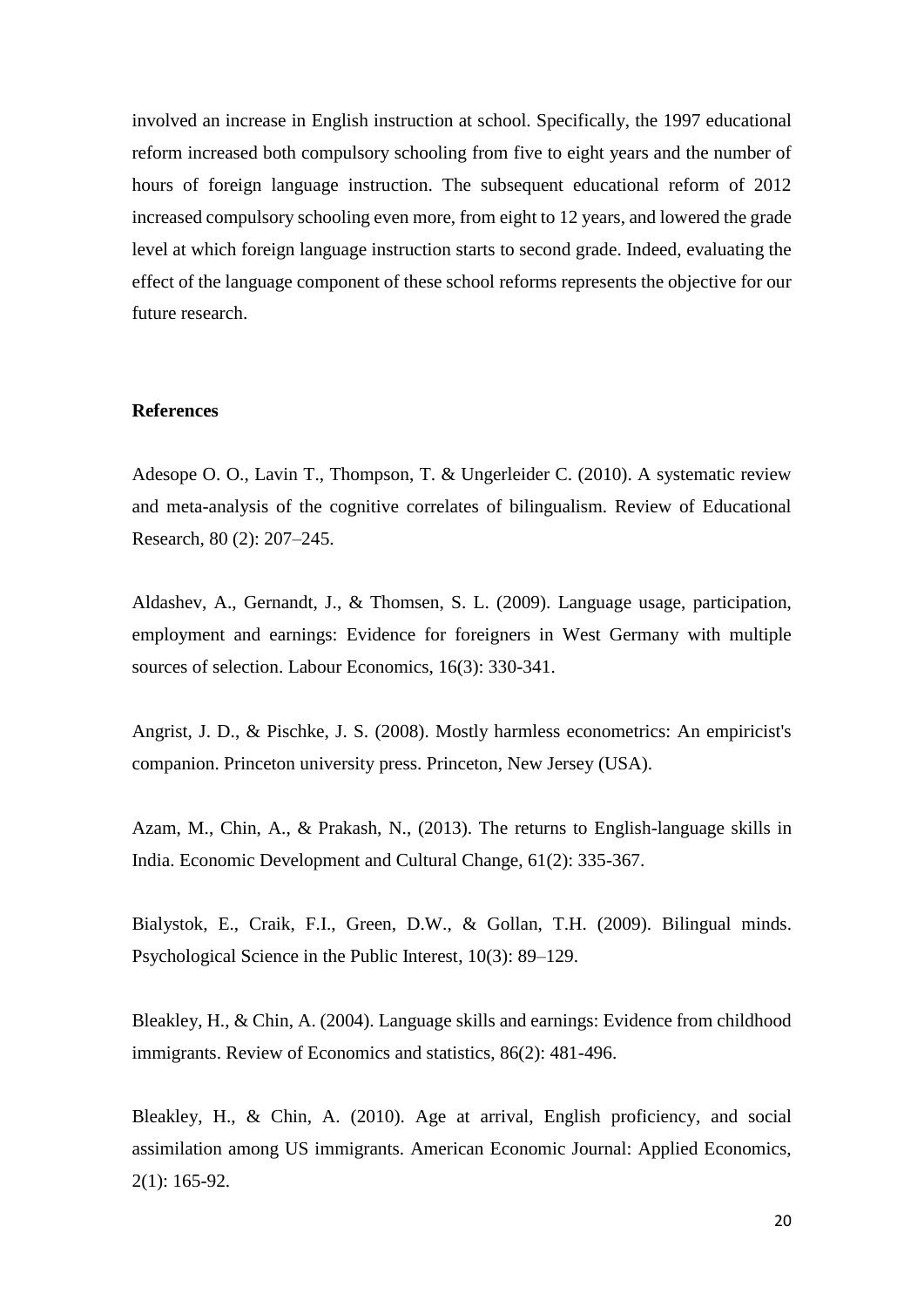involved an increase in English instruction at school. Specifically, the 1997 educational reform increased both compulsory schooling from five to eight years and the number of hours of foreign language instruction. The subsequent educational reform of 2012 increased compulsory schooling even more, from eight to 12 years, and lowered the grade level at which foreign language instruction starts to second grade. Indeed, evaluating the effect of the language component of these school reforms represents the objective for our future research.

## References

Adesope O. O., Lavin T., Thompson, T. & Ungerleider C. (2010). A systematic review and meta-analysis of the cognitive correlates of bilingualism. Review of Educational Research, 80 (2): 207–245.

Aldashev, A., Gernandt, J., & Thomsen, S. L. (2009). Language usage, participation, employment and earnings: Evidence for foreigners in West Germany with multiple sources of selection. Labour Economics, 16(3): 330-341.

Angrist, J. D., & Pischke, J. S. (2008). Mostly harmless econometrics: An empiricist's companion. Princeton university press. Princeton, New Jersey (USA).

Azam, M., Chin, A., & Prakash, N., (2013). The returns to English-language skills in India. Economic Development and Cultural Change, 61(2): 335-367.

Bialystok, E., Craik, F.I., Green, D.W., & Gollan, T.H. (2009). Bilingual minds. Psychological Science in the Public Interest, 10(3): 89–129.

Bleakley, H., & Chin, A. (2004). Language skills and earnings: Evidence from childhood immigrants. Review of Economics and statistics, 86(2): 481-496.

Bleakley, H., & Chin, A. (2010). Age at arrival, English proficiency, and social assimilation among US immigrants. American Economic Journal: Applied Economics, 2(1): 165-92.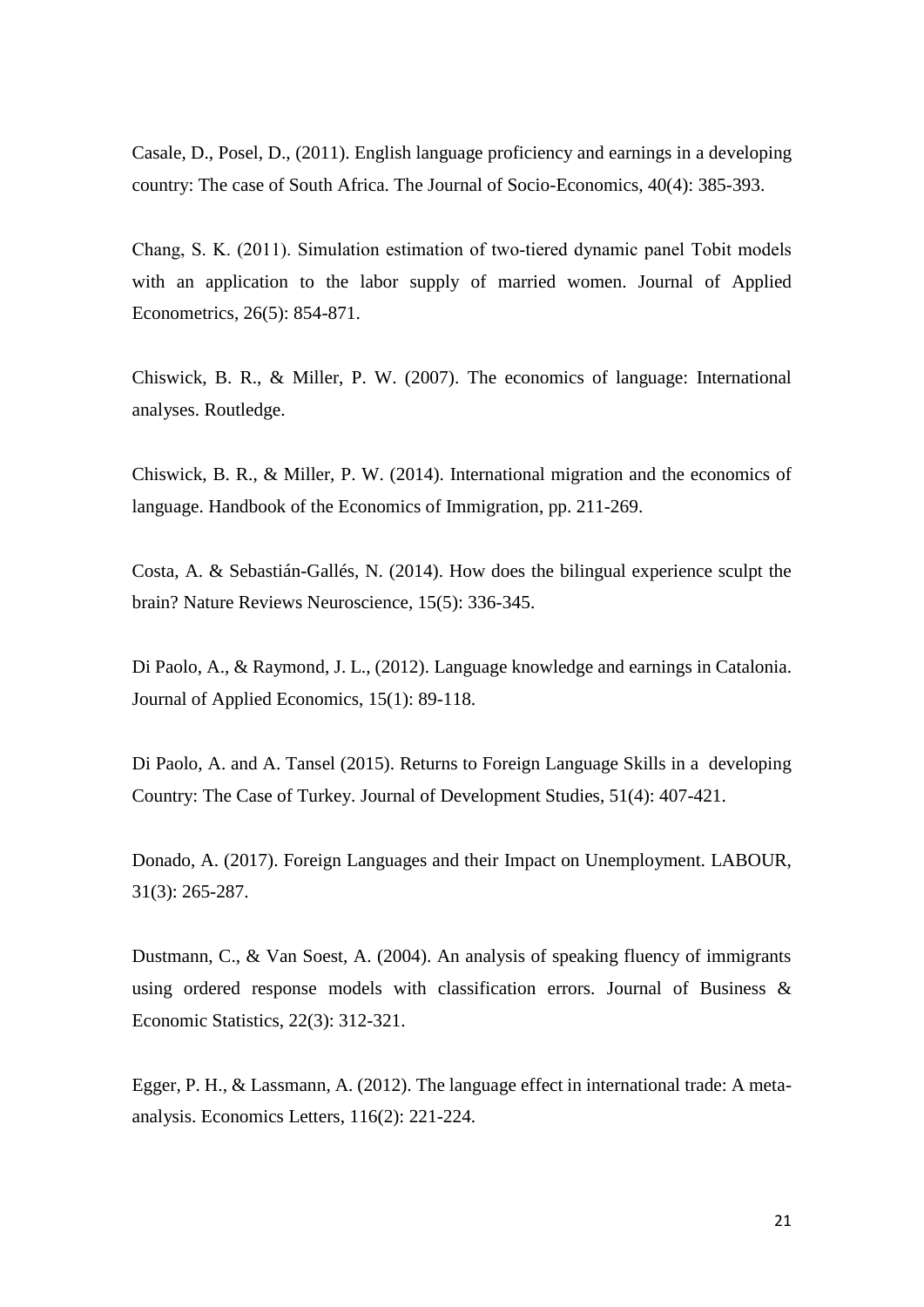Casale, D., Posel, D., (2011). English language proficiency and earnings in a developing country: The case of South Africa. The Journal of Socio-Economics, 40(4): 385-393.

Chang, S. K. (2011). Simulation estimation of two-tiered dynamic panel Tobit models with an application to the labor supply of married women. Journal of Applied Econometrics, 26(5): 854-871.

Chiswick, B. R., & Miller, P. W. (2007). The economics of language: International analyses. Routledge.

Chiswick, B. R., & Miller, P. W. (2014). International migration and the economics of language. Handbook of the Economics of Immigration, pp. 211-269.

Costa, A. & Sebastián-Gallés, N. (2014). How does the bilingual experience sculpt the brain? Nature Reviews Neuroscience, 15(5): 336-345.

Di Paolo, A., & Raymond, J. L., (2012). Language knowledge and earnings in Catalonia. Journal of Applied Economics, 15(1): 89-118.

Di Paolo, A. and A. Tansel (2015). Returns to Foreign Language Skills in a developing Country: The Case of Turkey. Journal of Development Studies, 51(4): 407-421.

Donado, A. (2017). Foreign Languages and their Impact on Unemployment. LABOUR, 31(3): 265-287.

Dustmann, C., & Van Soest, A. (2004). An analysis of speaking fluency of immigrants using ordered response models with classification errors. Journal of Business & Economic Statistics, 22(3): 312-321.

Egger, P. H., & Lassmann, A. (2012). The language effect in international trade: A meta-analysis. Economics Letters, 116(2): 221-224.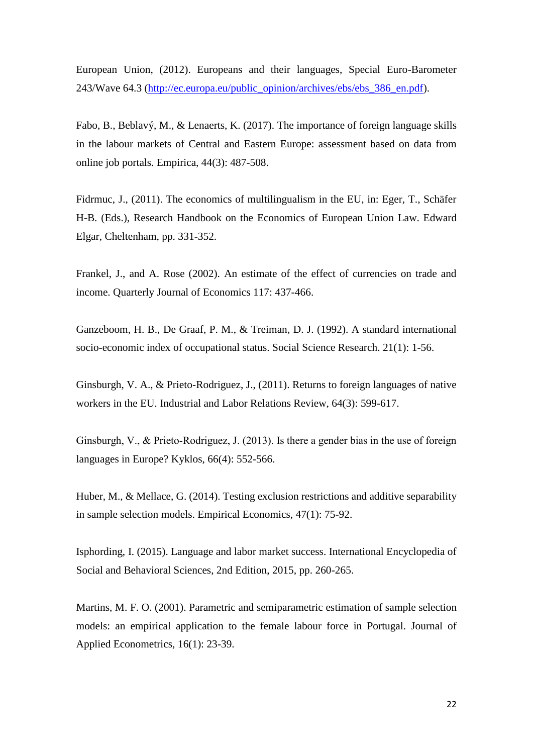European Union, (2012). Europeans and their languages, Special Euro-Barometer 243/Wave 64.3 (http://ec.europa.eu/public_opinion/archives/ebs/ebs_386_en.pdf).

Fabo, B., Beblavý, M., & Lenaerts, K. (2017). The importance of foreign language skills in the labour markets of Central and Eastern Europe: assessment based on data from online job portals. Empirica, 44(3): 487-508.

Fidrmuc, J., (2011). The economics of multilingualism in the EU, in: Eger, T., Schäfer H-B. (Eds.), Research Handbook on the Economics of European Union Law. Edward Elgar, Cheltenham, pp. 331-352.

Frankel, J., and A. Rose (2002). An estimate of the effect of currencies on trade and income. Quarterly Journal of Economics 117: 437-466.

Ganzeboom, H. B., De Graaf, P. M., & Treiman, D. J. (1992). A standard international socio-economic index of occupational status. Social Science Research. 21(1): 1-56.

Ginsburgh, V. A., & Prieto-Rodriguez, J., (2011). Returns to foreign languages of native workers in the EU. Industrial and Labor Relations Review, 64(3): 599-617.

Ginsburgh, V., & Prieto-Rodriguez, J. (2013). Is there a gender bias in the use of foreign languages in Europe? Kyklos, 66(4): 552-566.

Huber, M., & Mellace, G. (2014). Testing exclusion restrictions and additive separability in sample selection models. Empirical Economics, 47(1): 75-92.

Isphording, I. (2015). Language and labor market success. International Encyclopedia of Social and Behavioral Sciences, 2nd Edition, 2015, pp. 260-265.

Martins, M. F. O. (2001). Parametric and semiparametric estimation of sample selection models: an empirical application to the female labour force in Portugal. Journal of Applied Econometrics, 16(1): 23-39.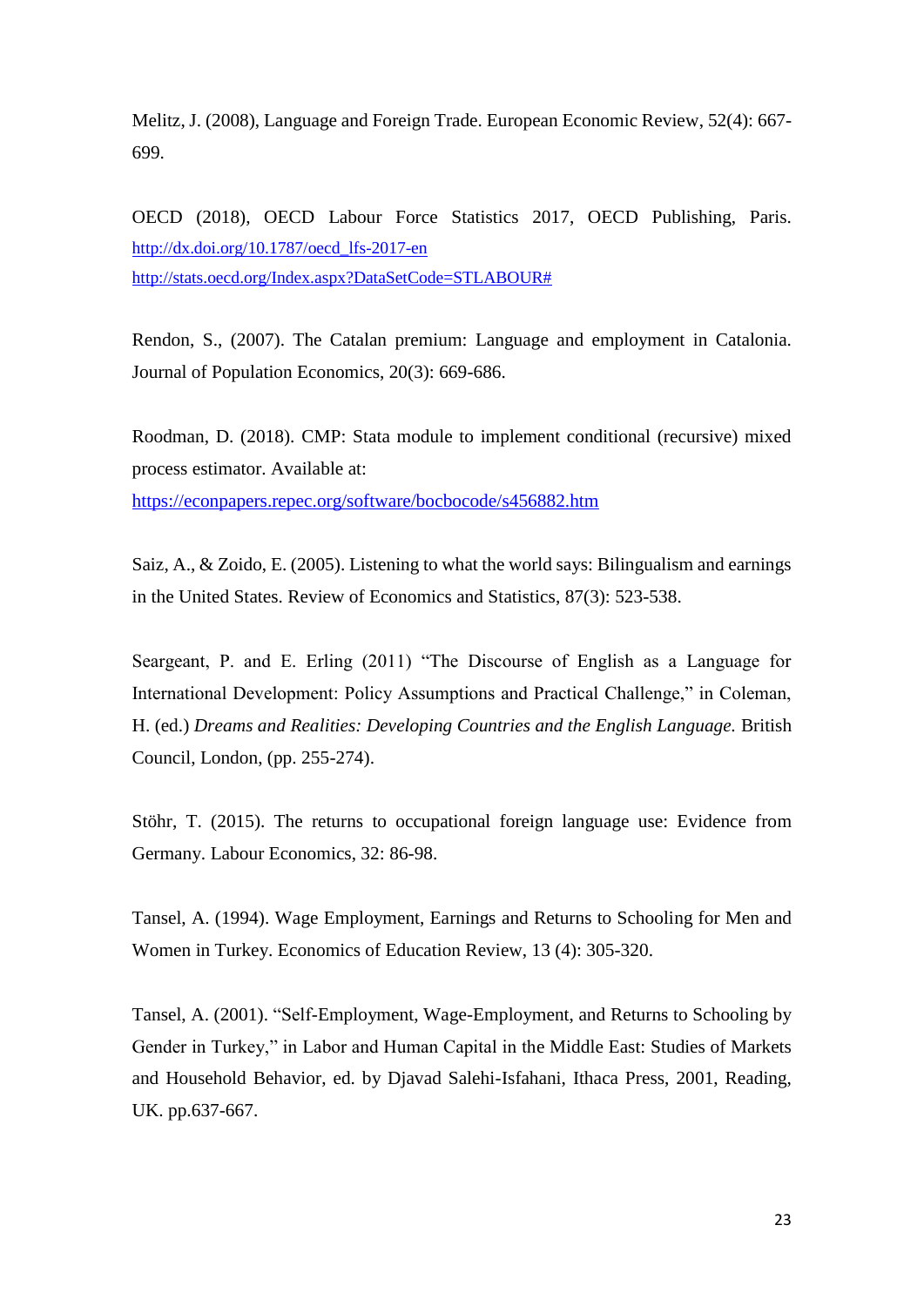Melitz, J. (2008), Language and Foreign Trade. European Economic Review, 52(4): 667-699.

OECD (2018), OECD Labour Force Statistics 2017, OECD Publishing, Paris. http://dx.doi.org/10.1787/oecd_lfs-2017-en
http://stats.oecd.org/Index.aspx?DataSetCode=STLABOUR#

Rendon, S., (2007). The Catalan premium: Language and employment in Catalonia. Journal of Population Economics, 20(3): 669-686.

Roodman, D. (2018). CMP: Stata module to implement conditional (recursive) mixed process estimator. Available at:
https://econpapers.repec.org/software/bocbocode/s456882.htm

Saiz, A., & Zoido, E. (2005). Listening to what the world says: Bilingualism and earnings in the United States. Review of Economics and Statistics, 87(3): 523-538.

Seargeant, P. and E. Erling (2011) "The Discourse of English as a Language for International Development: Policy Assumptions and Practical Challenge," in Coleman, H. (ed.) *Dreams and Realities: Developing Countries and the English Language.* British Council, London, (pp. 255-274).

Stöhr, T. (2015). The returns to occupational foreign language use: Evidence from Germany. Labour Economics, 32: 86-98.

Tansel, A. (1994). Wage Employment, Earnings and Returns to Schooling for Men and Women in Turkey. Economics of Education Review, 13 (4): 305-320.

Tansel, A. (2001). "Self-Employment, Wage-Employment, and Returns to Schooling by Gender in Turkey," in Labor and Human Capital in the Middle East: Studies of Markets and Household Behavior, ed. by Djavad Salehi-Isfahani, Ithaca Press, 2001, Reading, UK. pp.637-667.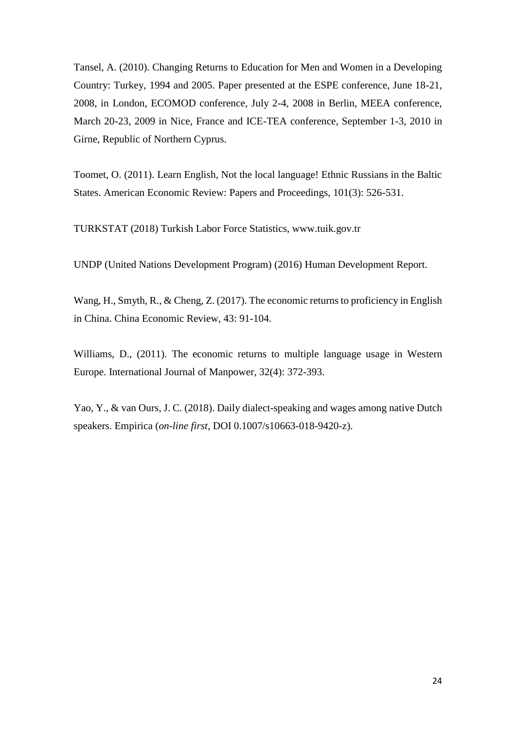Tansel, A. (2010). Changing Returns to Education for Men and Women in a Developing Country: Turkey, 1994 and 2005. Paper presented at the ESPE conference, June 18-21, 2008, in London, ECOMOD conference, July 2-4, 2008 in Berlin, MEEA conference, March 20-23, 2009 in Nice, France and ICE-TEA conference, September 1-3, 2010 in Girne, Republic of Northern Cyprus.

Toomet, O. (2011). Learn English, Not the local language! Ethnic Russians in the Baltic States. American Economic Review: Papers and Proceedings, 101(3): 526-531.

TURKSTAT (2018) Turkish Labor Force Statistics, www.tuik.gov.tr

UNDP (United Nations Development Program) (2016) Human Development Report.

Wang, H., Smyth, R., & Cheng, Z. (2017). The economic returns to proficiency in English in China. China Economic Review, 43: 91-104.

Williams, D., (2011). The economic returns to multiple language usage in Western Europe. International Journal of Manpower, 32(4): 372-393.

Yao, Y., & van Ours, J. C. (2018). Daily dialect-speaking and wages among native Dutch speakers. Empirica (*on-line first*, DOI 0.1007/s10663-018-9420-z).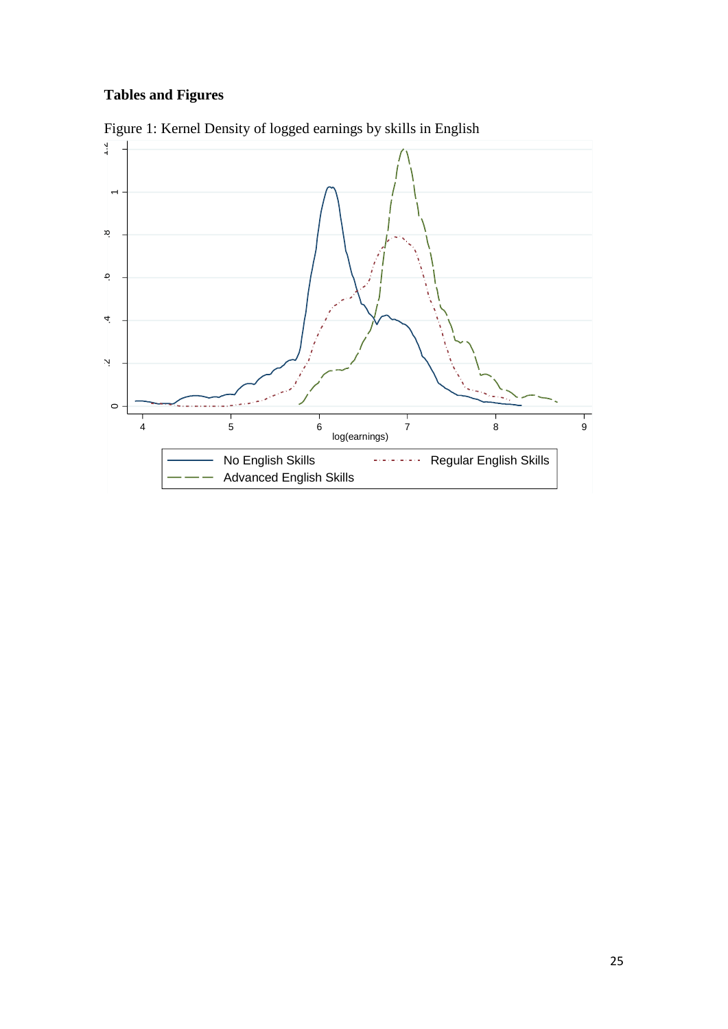**Tables and Figures**

Figure 1: Kernel Density of logged earnings by skills in English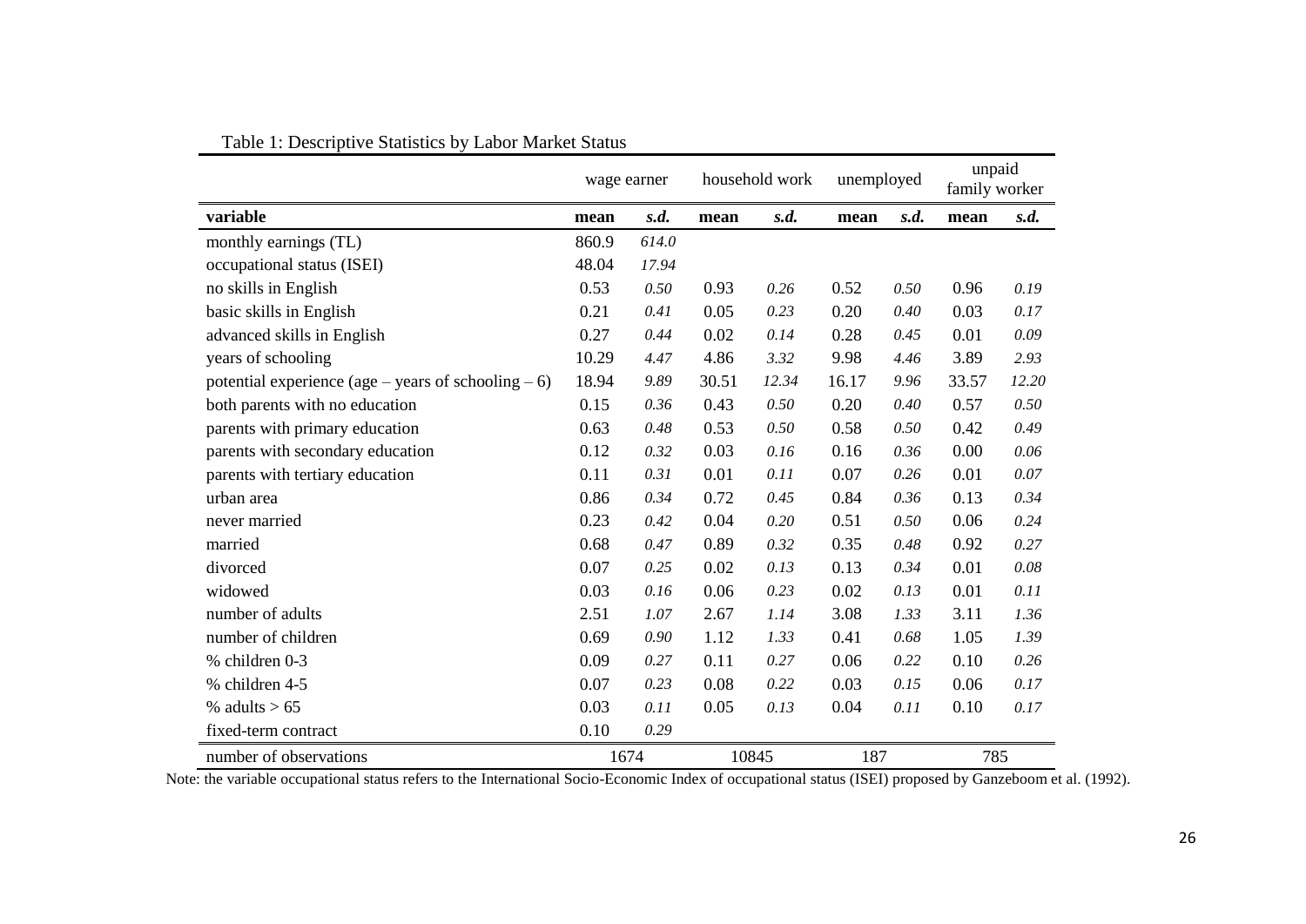Table 1: Descriptive Statistics by Labor Market Status

| | wage earner | | household work | | unemployed | | unpaid family worker | |
|---|---|---|---|---|---|---|---|---|
| **variable** | **mean** | ***s.d.*** | **mean** | ***s.d.*** | **mean** | ***s.d.*** | **mean** | ***s.d.*** |
| monthly earnings (TL) | 860.9 | *614.0* | | | | | | |
| occupational status (ISEI) | 48.04 | *17.94* | | | | | | |
| no skills in English | 0.53 | *0.50* | 0.93 | *0.26* | 0.52 | *0.50* | 0.96 | *0.19* |
| basic skills in English | 0.21 | *0.41* | 0.05 | *0.23* | 0.20 | *0.40* | 0.03 | *0.17* |
| advanced skills in English | 0.27 | *0.44* | 0.02 | *0.14* | 0.28 | *0.45* | 0.01 | *0.09* |
| years of schooling | 10.29 | *4.47* | 4.86 | *3.32* | 9.98 | *4.46* | 3.89 | *2.93* |
| potential experience (age – years of schooling – 6) | 18.94 | *9.89* | 30.51 | *12.34* | 16.17 | *9.96* | 33.57 | *12.20* |
| both parents with no education | 0.15 | *0.36* | 0.43 | *0.50* | 0.20 | *0.40* | 0.57 | *0.50* |
| parents with primary education | 0.63 | *0.48* | 0.53 | *0.50* | 0.58 | *0.50* | 0.42 | *0.49* |
| parents with secondary education | 0.12 | *0.32* | 0.03 | *0.16* | 0.16 | *0.36* | 0.00 | *0.06* |
| parents with tertiary education | 0.11 | *0.31* | 0.01 | *0.11* | 0.07 | *0.26* | 0.01 | *0.07* |
| urban area | 0.86 | *0.34* | 0.72 | *0.45* | 0.84 | *0.36* | 0.13 | *0.34* |
| never married | 0.23 | *0.42* | 0.04 | *0.20* | 0.51 | *0.50* | 0.06 | *0.24* |
| married | 0.68 | *0.47* | 0.89 | *0.32* | 0.35 | *0.48* | 0.92 | *0.27* |
| divorced | 0.07 | *0.25* | 0.02 | *0.13* | 0.13 | *0.34* | 0.01 | *0.08* |
| widowed | 0.03 | *0.16* | 0.06 | *0.23* | 0.02 | *0.13* | 0.01 | *0.11* |
| number of adults | 2.51 | *1.07* | 2.67 | *1.14* | 3.08 | *1.33* | 3.11 | *1.36* |
| number of children | 0.69 | *0.90* | 1.12 | *1.33* | 0.41 | *0.68* | 1.05 | *1.39* |
| % children 0-3 | 0.09 | *0.27* | 0.11 | *0.27* | 0.06 | *0.22* | 0.10 | *0.26* |
| % children 4-5 | 0.07 | *0.23* | 0.08 | *0.22* | 0.03 | *0.15* | 0.06 | *0.17* |
| % adults > 65 | 0.03 | *0.11* | 0.05 | *0.13* | 0.04 | *0.11* | 0.10 | *0.17* |
| fixed-term contract | 0.10 | *0.29* | | | | | | |
| number of observations | 1674 | | 10845 | | 187 | | 785 | |

Note: the variable occupational status refers to the International Socio-Economic Index of occupational status (ISEI) proposed by Ganzeboom et al. (1992).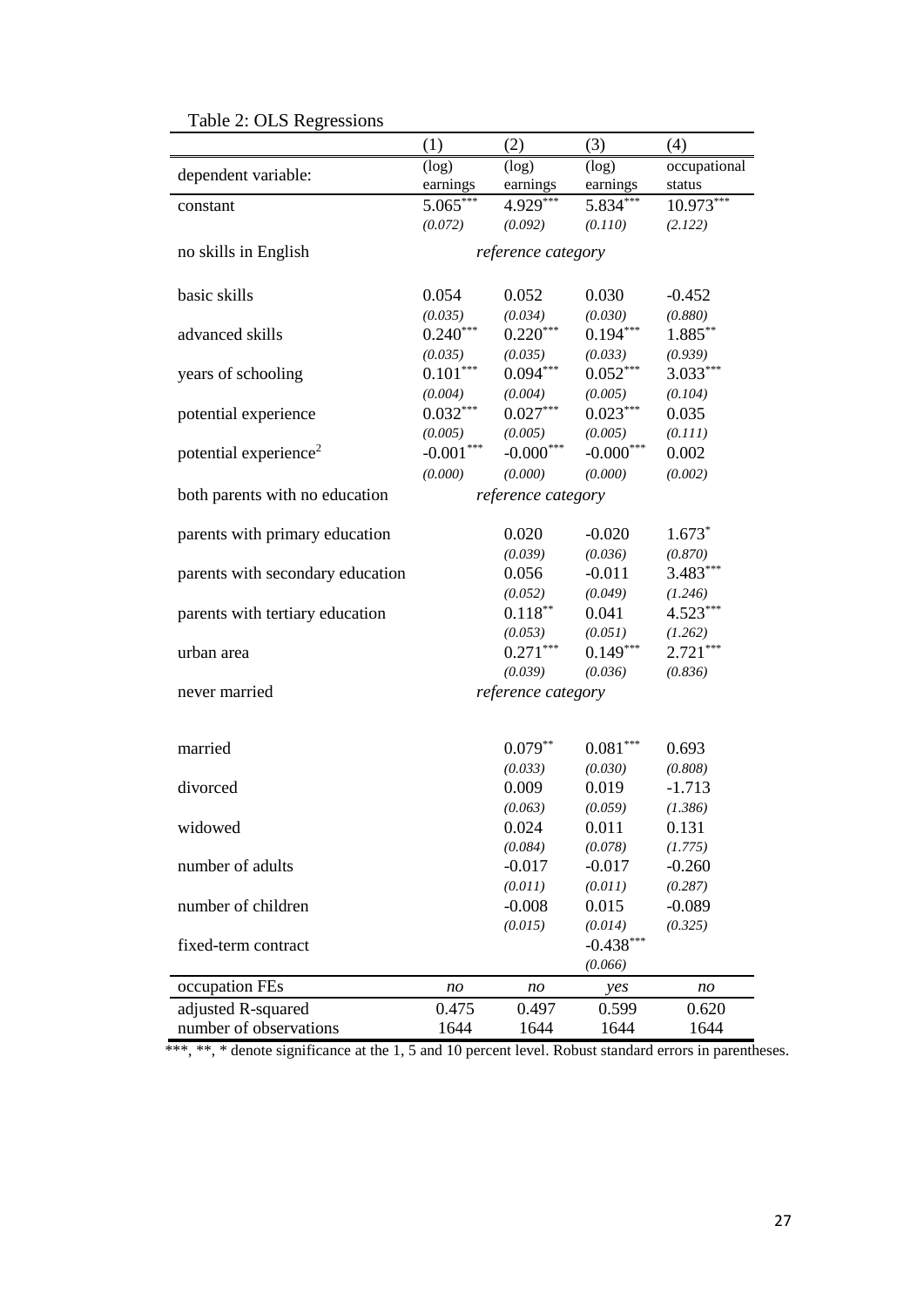Table 2: OLS Regressions

| | (1) | (2) | (3) | (4) |
|---|---|---|---|---|
| dependent variable: | (log) earnings | (log) earnings | (log) earnings | occupational status |
| constant | 5.065*** | 4.929*** | 5.834*** | 10.973*** |
| | *(0.072)* | *(0.092)* | *(0.110)* | *(2.122)* |
| no skills in English | | *reference category* | | |
| basic skills | 0.054 | 0.052 | 0.030 | -0.452 |
| | *(0.035)* | *(0.034)* | *(0.030)* | *(0.880)* |
| advanced skills | 0.240*** | 0.220*** | 0.194*** | 1.885** |
| | *(0.035)* | *(0.035)* | *(0.033)* | *(0.939)* |
| years of schooling | 0.101*** | 0.094*** | 0.052*** | 3.033*** |
| | *(0.004)* | *(0.004)* | *(0.005)* | *(0.104)* |
| potential experience | 0.032*** | 0.027*** | 0.023*** | 0.035 |
| | *(0.005)* | *(0.005)* | *(0.005)* | *(0.111)* |
| potential experience$^2$ | -0.001*** | -0.000*** | -0.000*** | 0.002 |
| | *(0.000)* | *(0.000)* | *(0.000)* | *(0.002)* |
| both parents with no education | | *reference category* | | |
| parents with primary education | | 0.020 | -0.020 | 1.673* |
| | | *(0.039)* | *(0.036)* | *(0.870)* |
| parents with secondary education | | 0.056 | -0.011 | 3.483*** |
| | | *(0.052)* | *(0.049)* | *(1.246)* |
| parents with tertiary education | | 0.118** | 0.041 | 4.523*** |
| | | *(0.053)* | *(0.051)* | *(1.262)* |
| urban area | | 0.271*** | 0.149*** | 2.721*** |
| | | *(0.039)* | *(0.036)* | *(0.836)* |
| never married | | *reference category* | | |
| married | | 0.079** | 0.081*** | 0.693 |
| | | *(0.033)* | *(0.030)* | *(0.808)* |
| divorced | | 0.009 | 0.019 | -1.713 |
| | | *(0.063)* | *(0.059)* | *(1.386)* |
| widowed | | 0.024 | 0.011 | 0.131 |
| | | *(0.084)* | *(0.078)* | *(1.775)* |
| number of adults | | -0.017 | -0.017 | -0.260 |
| | | *(0.011)* | *(0.011)* | *(0.287)* |
| number of children | | -0.008 | 0.015 | -0.089 |
| | | *(0.015)* | *(0.014)* | *(0.325)* |
| fixed-term contract | | | -0.438*** | |
| | | | *(0.066)* | |
| occupation FEs | *no* | *no* | *yes* | *no* |
| adjusted R-squared | 0.475 | 0.497 | 0.599 | 0.620 |
| number of observations | 1644 | 1644 | 1644 | 1644 |

***, **, * denote significance at the 1, 5 and 10 percent level. Robust standard errors in parentheses.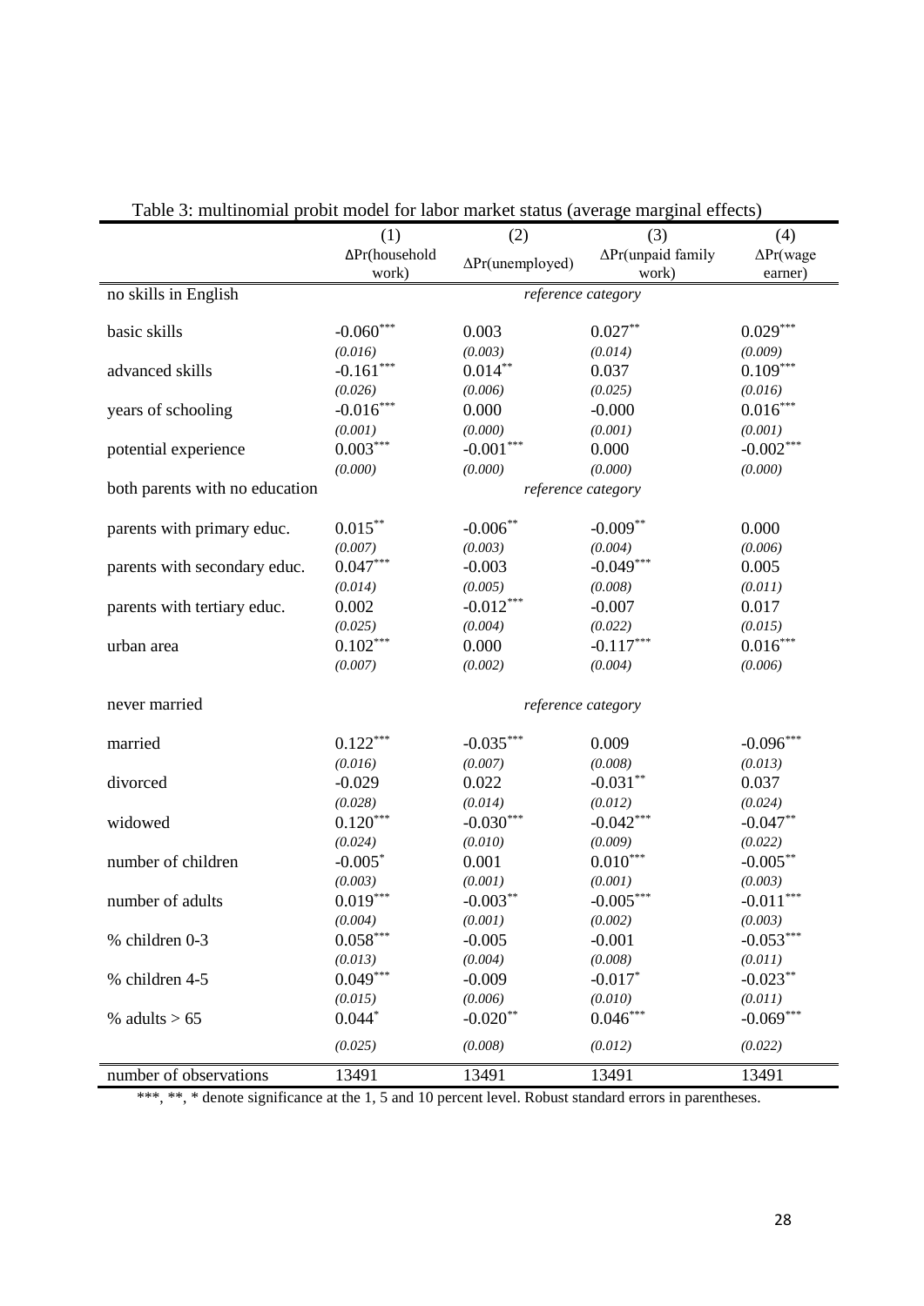Table 3: multinomial probit model for labor market status (average marginal effects)

| | (1) ΔPr(household work) | (2) ΔPr(unemployed) | (3) ΔPr(unpaid family work) | (4) ΔPr(wage earner) |
|---|---|---|---|---|
| no skills in English | *reference category* | | | |
| basic skills | -0.060*** | 0.003 | 0.027** | 0.029*** |
| | *(0.016)* | *(0.003)* | *(0.014)* | *(0.009)* |
| advanced skills | -0.161*** | 0.014** | 0.037 | 0.109*** |
| | *(0.026)* | *(0.006)* | *(0.025)* | *(0.016)* |
| years of schooling | -0.016*** | 0.000 | -0.000 | 0.016*** |
| | *(0.001)* | *(0.000)* | *(0.001)* | *(0.001)* |
| potential experience | 0.003*** | -0.001*** | 0.000 | -0.002*** |
| | *(0.000)* | *(0.000)* | *(0.000)* | *(0.000)* |
| both parents with no education | *reference category* | | | |
| parents with primary educ. | 0.015** | -0.006** | -0.009** | 0.000 |
| | *(0.007)* | *(0.003)* | *(0.004)* | *(0.006)* |
| parents with secondary educ. | 0.047*** | -0.003 | -0.049*** | 0.005 |
| | *(0.014)* | *(0.005)* | *(0.008)* | *(0.011)* |
| parents with tertiary educ. | 0.002 | -0.012*** | -0.007 | 0.017 |
| | *(0.025)* | *(0.004)* | *(0.022)* | *(0.015)* |
| urban area | 0.102*** | 0.000 | -0.117*** | 0.016*** |
| | *(0.007)* | *(0.002)* | *(0.004)* | *(0.006)* |
| never married | *reference category* | | | |
| married | 0.122*** | -0.035*** | 0.009 | -0.096*** |
| | *(0.016)* | *(0.007)* | *(0.008)* | *(0.013)* |
| divorced | -0.029 | 0.022 | -0.031** | 0.037 |
| | *(0.028)* | *(0.014)* | *(0.012)* | *(0.024)* |
| widowed | 0.120*** | -0.030*** | -0.042*** | -0.047** |
| | *(0.024)* | *(0.010)* | *(0.009)* | *(0.022)* |
| number of children | -0.005* | 0.001 | 0.010*** | -0.005** |
| | *(0.003)* | *(0.001)* | *(0.001)* | *(0.003)* |
| number of adults | 0.019*** | -0.003** | -0.005*** | -0.011*** |
| | *(0.004)* | *(0.001)* | *(0.002)* | *(0.003)* |
| % children 0-3 | 0.058*** | -0.005 | -0.001 | -0.053*** |
| | *(0.013)* | *(0.004)* | *(0.008)* | *(0.011)* |
| % children 4-5 | 0.049*** | -0.009 | -0.017* | -0.023** |
| | *(0.015)* | *(0.006)* | *(0.010)* | *(0.011)* |
| % adults > 65 | 0.044* | -0.020** | 0.046*** | -0.069*** |
| | *(0.025)* | *(0.008)* | *(0.012)* | *(0.022)* |
| number of observations | 13491 | 13491 | 13491 | 13491 |

***, **, * denote significance at the 1, 5 and 10 percent level. Robust standard errors in parentheses.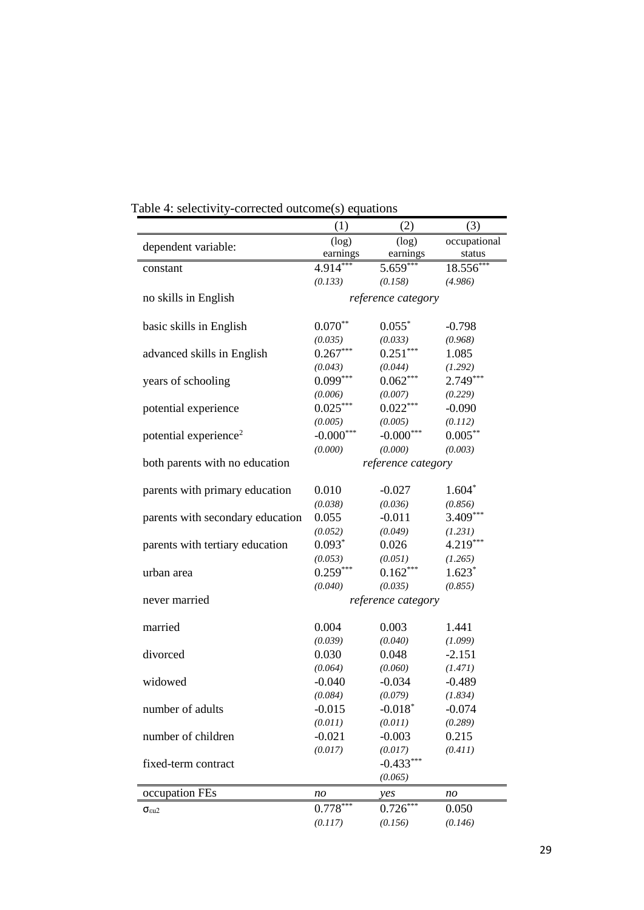Table 4: selectivity-corrected outcome(s) equations

| | (1) | (2) | (3) |
|---|---|---|---|
| dependent variable: | (log) earnings | (log) earnings | occupational status |
| constant | 4.914*** | 5.659*** | 18.556*** |
| | *(0.133)* | *(0.158)* | *(4.986)* |
| no skills in English | | *reference category* | |
| basic skills in English | 0.070** | 0.055* | -0.798 |
| | *(0.035)* | *(0.033)* | *(0.968)* |
| advanced skills in English | 0.267*** | 0.251*** | 1.085 |
| | *(0.043)* | *(0.044)* | *(1.292)* |
| years of schooling | 0.099*** | 0.062*** | 2.749*** |
| | *(0.006)* | *(0.007)* | *(0.229)* |
| potential experience | 0.025*** | 0.022*** | -0.090 |
| | *(0.005)* | *(0.005)* | *(0.112)* |
| potential experience$^2$ | -0.000*** | -0.000*** | 0.005** |
| | *(0.000)* | *(0.000)* | *(0.003)* |
| both parents with no education | | *reference category* | |
| parents with primary education | 0.010 | -0.027 | 1.604* |
| | *(0.038)* | *(0.036)* | *(0.856)* |
| parents with secondary education | 0.055 | -0.011 | 3.409*** |
| | *(0.052)* | *(0.049)* | *(1.231)* |
| parents with tertiary education | 0.093* | 0.026 | 4.219*** |
| | *(0.053)* | *(0.051)* | *(1.265)* |
| urban area | 0.259*** | 0.162*** | 1.623* |
| | *(0.040)* | *(0.035)* | *(0.855)* |
| never married | | *reference category* | |
| married | 0.004 | 0.003 | 1.441 |
| | *(0.039)* | *(0.040)* | *(1.099)* |
| divorced | 0.030 | 0.048 | -2.151 |
| | *(0.064)* | *(0.060)* | *(1.471)* |
| widowed | -0.040 | -0.034 | -0.489 |
| | *(0.084)* | *(0.079)* | *(1.834)* |
| number of adults | -0.015 | -0.018* | -0.074 |
| | *(0.011)* | *(0.011)* | *(0.289)* |
| number of children | -0.021 | -0.003 | 0.215 |
| | *(0.017)* | *(0.017)* | *(0.411)* |
| fixed-term contract | | -0.433*** | |
| | | *(0.065)* | |
| occupation FEs | *no* | *yes* | *no* |
| $\sigma_{\varepsilon u2}$ | 0.778*** | 0.726*** | 0.050 |
| | *(0.117)* | *(0.156)* | *(0.146)* |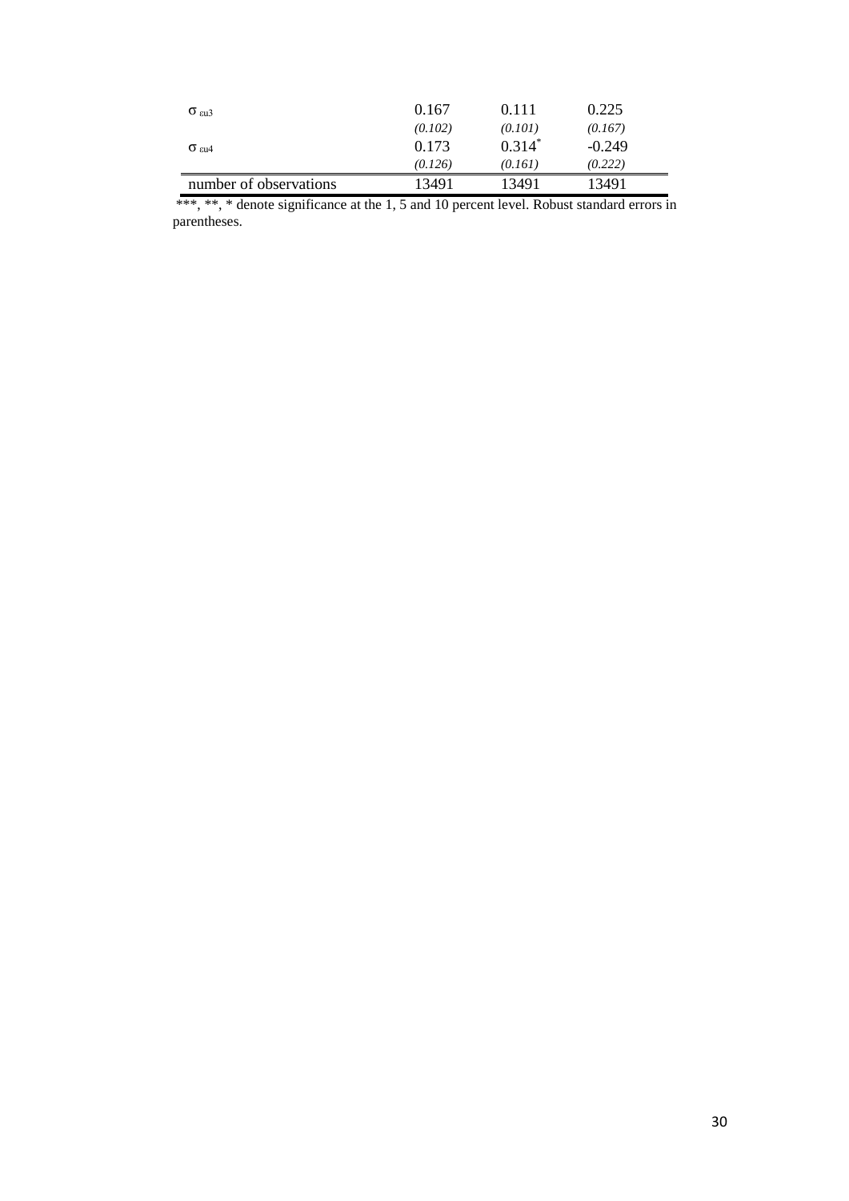| | | | |
|---|---|---|---|
| $\sigma_{\varepsilon u3}$ | 0.167 | 0.111 | 0.225 |
| | *(0.102)* | *(0.101)* | *(0.167)* |
| $\sigma_{\varepsilon u4}$ | 0.173 | 0.314* | -0.249 |
| | *(0.126)* | *(0.161)* | *(0.222)* |
| number of observations | 13491 | 13491 | 13491 |

***, **, * denote significance at the 1, 5 and 10 percent level. Robust standard errors in parentheses.